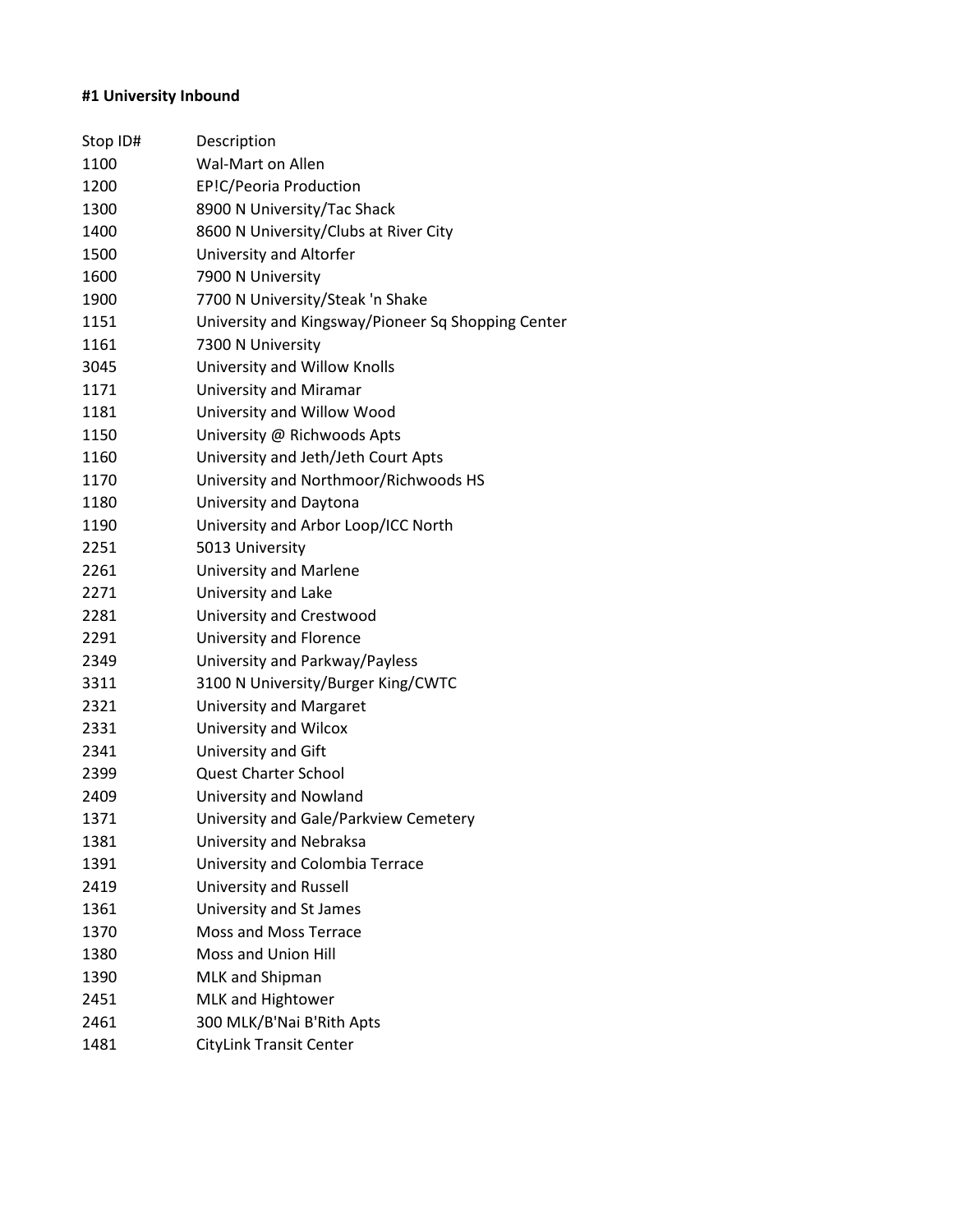**#1 University Inbound**

| Stop ID# | Description |
| --- | --- |
| 1100 | Wal-Mart on Allen |
| 1200 | EP!C/Peoria Production |
| 1300 | 8900 N University/Tac Shack |
| 1400 | 8600 N University/Clubs at River City |
| 1500 | University and Altorfer |
| 1600 | 7900 N University |
| 1900 | 7700 N University/Steak 'n Shake |
| 1151 | University and Kingsway/Pioneer Sq Shopping Center |
| 1161 | 7300 N University |
| 3045 | University and Willow Knolls |
| 1171 | University and Miramar |
| 1181 | University and Willow Wood |
| 1150 | University @ Richwoods Apts |
| 1160 | University and Jeth/Jeth Court Apts |
| 1170 | University and Northmoor/Richwoods HS |
| 1180 | University and Daytona |
| 1190 | University and Arbor Loop/ICC North |
| 2251 | 5013 University |
| 2261 | University and Marlene |
| 2271 | University and Lake |
| 2281 | University and Crestwood |
| 2291 | University and Florence |
| 2349 | University and Parkway/Payless |
| 3311 | 3100 N University/Burger King/CWTC |
| 2321 | University and Margaret |
| 2331 | University and Wilcox |
| 2341 | University and Gift |
| 2399 | Quest Charter School |
| 2409 | University and Nowland |
| 1371 | University and Gale/Parkview Cemetery |
| 1381 | University and Nebraksa |
| 1391 | University and Colombia Terrace |
| 2419 | University and Russell |
| 1361 | University and St James |
| 1370 | Moss and Moss Terrace |
| 1380 | Moss and Union Hill |
| 1390 | MLK and Shipman |
| 2451 | MLK and Hightower |
| 2461 | 300 MLK/B'Nai B'Rith Apts |
| 1481 | CityLink Transit Center |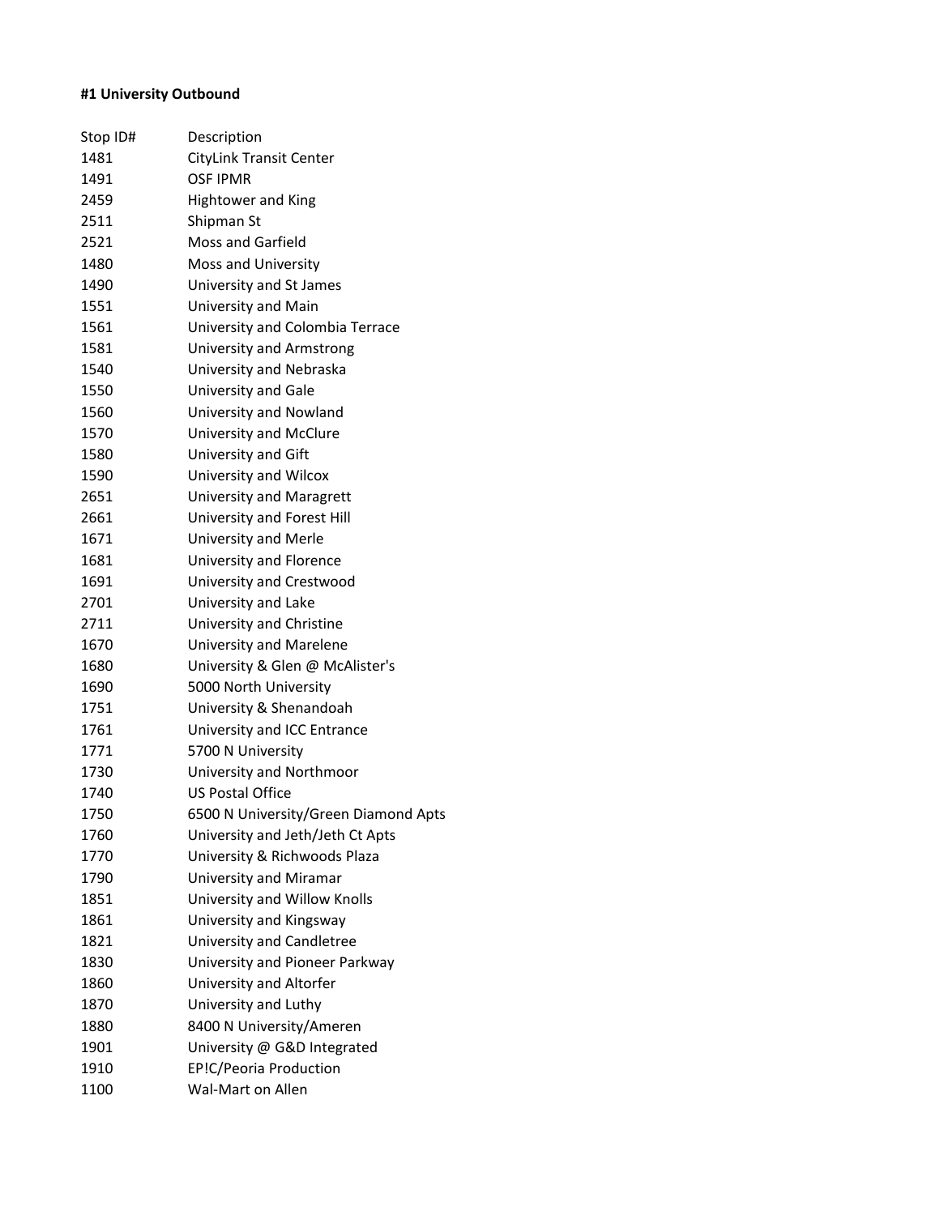**#1 University Outbound**

| Stop ID# | Description |
|---|---|
| 1481 | CityLink Transit Center |
| 1491 | OSF IPMR |
| 2459 | Hightower and King |
| 2511 | Shipman St |
| 2521 | Moss and Garfield |
| 1480 | Moss and University |
| 1490 | University and St James |
| 1551 | University and Main |
| 1561 | University and Colombia Terrace |
| 1581 | University and Armstrong |
| 1540 | University and Nebraska |
| 1550 | University and Gale |
| 1560 | University and Nowland |
| 1570 | University and McClure |
| 1580 | University and Gift |
| 1590 | University and Wilcox |
| 2651 | University and Maragrett |
| 2661 | University and Forest Hill |
| 1671 | University and Merle |
| 1681 | University and Florence |
| 1691 | University and Crestwood |
| 2701 | University and Lake |
| 2711 | University and Christine |
| 1670 | University and Marelene |
| 1680 | University & Glen @ McAlister's |
| 1690 | 5000 North University |
| 1751 | University & Shenandoah |
| 1761 | University and ICC Entrance |
| 1771 | 5700 N University |
| 1730 | University and Northmoor |
| 1740 | US Postal Office |
| 1750 | 6500 N University/Green Diamond Apts |
| 1760 | University and Jeth/Jeth Ct Apts |
| 1770 | University & Richwoods Plaza |
| 1790 | University and Miramar |
| 1851 | University and Willow Knolls |
| 1861 | University and Kingsway |
| 1821 | University and Candletree |
| 1830 | University and Pioneer Parkway |
| 1860 | University and Altorfer |
| 1870 | University and Luthy |
| 1880 | 8400 N University/Ameren |
| 1901 | University @ G&D Integrated |
| 1910 | EP!C/Peoria Production |
| 1100 | Wal-Mart on Allen |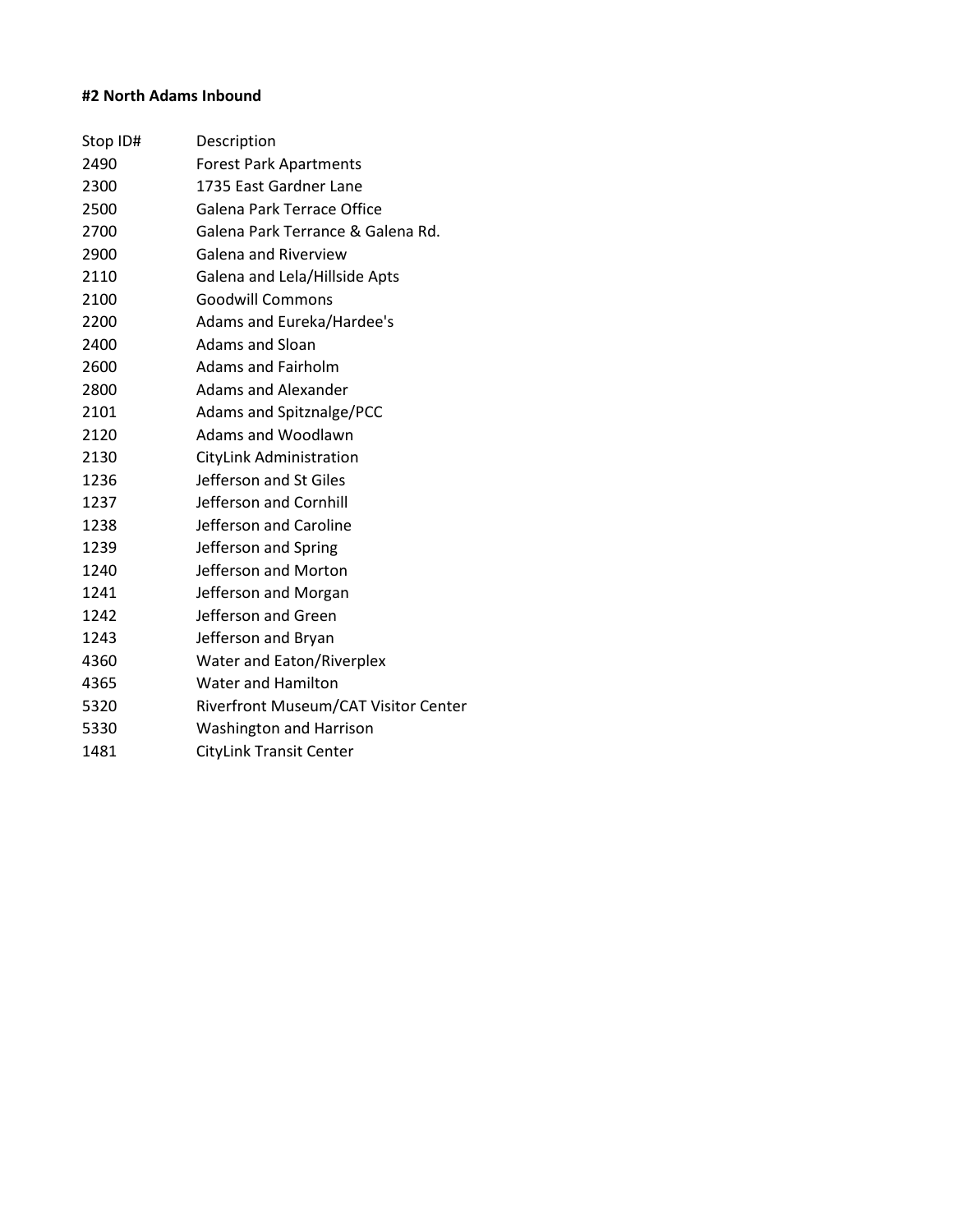**#2 North Adams Inbound**

| Stop ID# | Description |
| --- | --- |
| 2490 | Forest Park Apartments |
| 2300 | 1735 East Gardner Lane |
| 2500 | Galena Park Terrace Office |
| 2700 | Galena Park Terrance & Galena Rd. |
| 2900 | Galena and Riverview |
| 2110 | Galena and Lela/Hillside Apts |
| 2100 | Goodwill Commons |
| 2200 | Adams and Eureka/Hardee's |
| 2400 | Adams and Sloan |
| 2600 | Adams and Fairholm |
| 2800 | Adams and Alexander |
| 2101 | Adams and Spitznalge/PCC |
| 2120 | Adams and Woodlawn |
| 2130 | CityLink Administration |
| 1236 | Jefferson and St Giles |
| 1237 | Jefferson and Cornhill |
| 1238 | Jefferson and Caroline |
| 1239 | Jefferson and Spring |
| 1240 | Jefferson and Morton |
| 1241 | Jefferson and Morgan |
| 1242 | Jefferson and Green |
| 1243 | Jefferson and Bryan |
| 4360 | Water and Eaton/Riverplex |
| 4365 | Water and Hamilton |
| 5320 | Riverfront Museum/CAT Visitor Center |
| 5330 | Washington and Harrison |
| 1481 | CityLink Transit Center |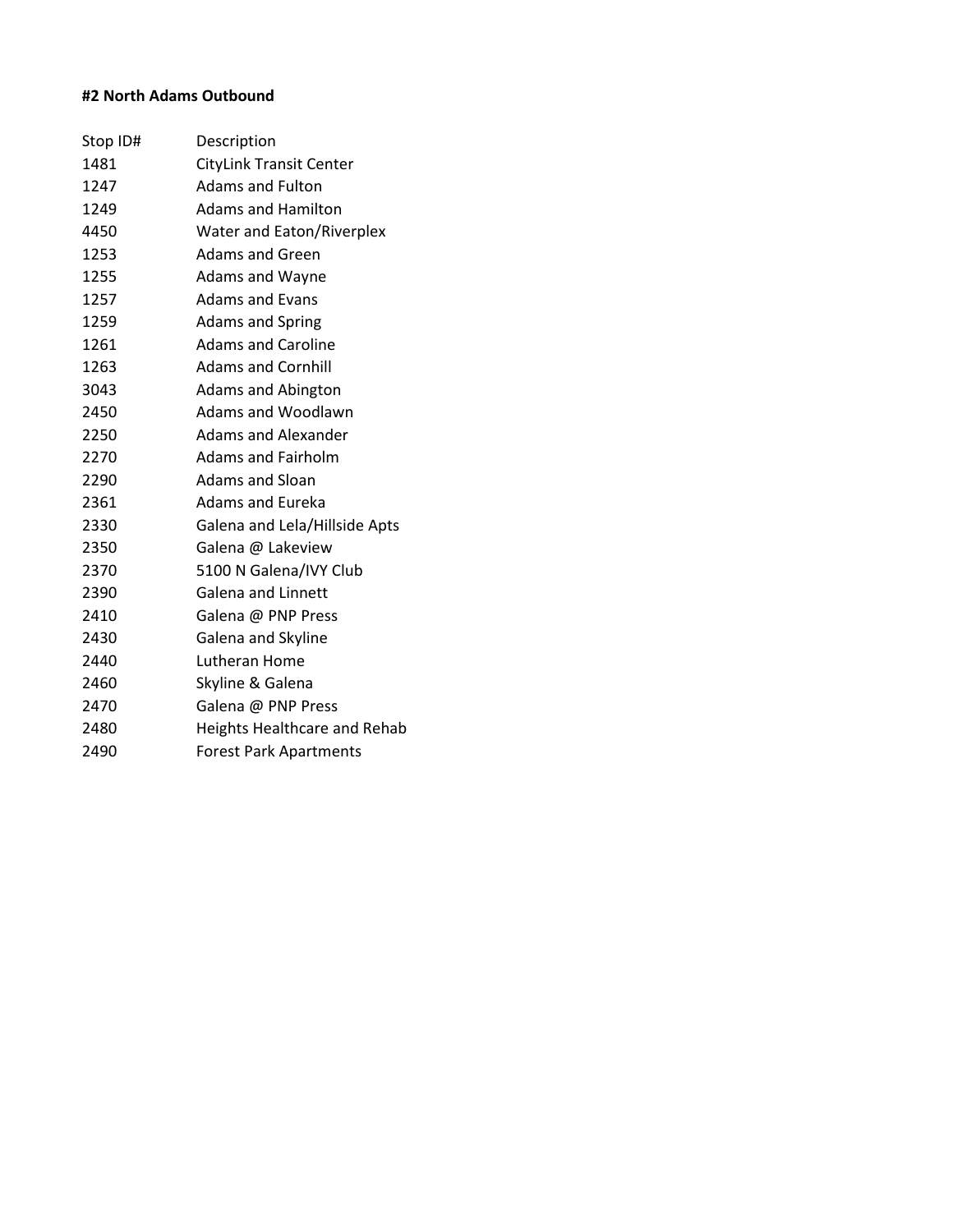**#2 North Adams Outbound**

| Stop ID# | Description |
| --- | --- |
| 1481 | CityLink Transit Center |
| 1247 | Adams and Fulton |
| 1249 | Adams and Hamilton |
| 4450 | Water and Eaton/Riverplex |
| 1253 | Adams and Green |
| 1255 | Adams and Wayne |
| 1257 | Adams and Evans |
| 1259 | Adams and Spring |
| 1261 | Adams and Caroline |
| 1263 | Adams and Cornhill |
| 3043 | Adams and Abington |
| 2450 | Adams and Woodlawn |
| 2250 | Adams and Alexander |
| 2270 | Adams and Fairholm |
| 2290 | Adams and Sloan |
| 2361 | Adams and Eureka |
| 2330 | Galena and Lela/Hillside Apts |
| 2350 | Galena @ Lakeview |
| 2370 | 5100 N Galena/IVY Club |
| 2390 | Galena and Linnett |
| 2410 | Galena @ PNP Press |
| 2430 | Galena and Skyline |
| 2440 | Lutheran Home |
| 2460 | Skyline & Galena |
| 2470 | Galena @ PNP Press |
| 2480 | Heights Healthcare and Rehab |
| 2490 | Forest Park Apartments |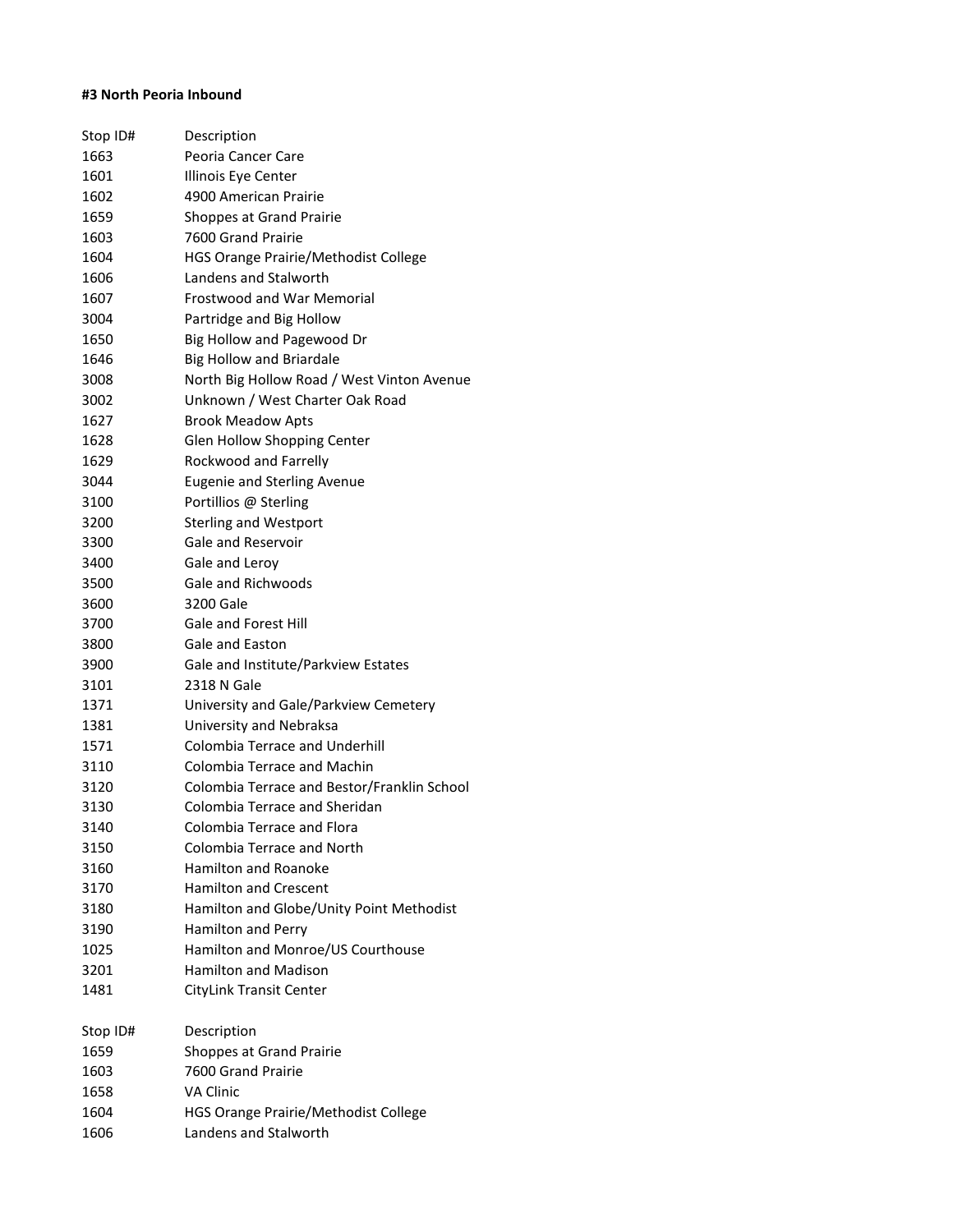**#3 North Peoria Inbound**

| Stop ID# | Description |
|---|---|
| 1663 | Peoria Cancer Care |
| 1601 | Illinois Eye Center |
| 1602 | 4900 American Prairie |
| 1659 | Shoppes at Grand Prairie |
| 1603 | 7600 Grand Prairie |
| 1604 | HGS Orange Prairie/Methodist College |
| 1606 | Landens and Stalworth |
| 1607 | Frostwood and War Memorial |
| 3004 | Partridge and Big Hollow |
| 1650 | Big Hollow and Pagewood Dr |
| 1646 | Big Hollow and Briardale |
| 3008 | North Big Hollow Road / West Vinton Avenue |
| 3002 | Unknown / West Charter Oak Road |
| 1627 | Brook Meadow Apts |
| 1628 | Glen Hollow Shopping Center |
| 1629 | Rockwood and Farrelly |
| 3044 | Eugenie and Sterling Avenue |
| 3100 | Portillios @ Sterling |
| 3200 | Sterling and Westport |
| 3300 | Gale and Reservoir |
| 3400 | Gale and Leroy |
| 3500 | Gale and Richwoods |
| 3600 | 3200 Gale |
| 3700 | Gale and Forest Hill |
| 3800 | Gale and Easton |
| 3900 | Gale and Institute/Parkview Estates |
| 3101 | 2318 N Gale |
| 1371 | University and Gale/Parkview Cemetery |
| 1381 | University and Nebraksa |
| 1571 | Colombia Terrace and Underhill |
| 3110 | Colombia Terrace and Machin |
| 3120 | Colombia Terrace and Bestor/Franklin School |
| 3130 | Colombia Terrace and Sheridan |
| 3140 | Colombia Terrace and Flora |
| 3150 | Colombia Terrace and North |
| 3160 | Hamilton and Roanoke |
| 3170 | Hamilton and Crescent |
| 3180 | Hamilton and Globe/Unity Point Methodist |
| 3190 | Hamilton and Perry |
| 1025 | Hamilton and Monroe/US Courthouse |
| 3201 | Hamilton and Madison |
| 1481 | CityLink Transit Center |

| Stop ID# | Description |
|---|---|
| 1659 | Shoppes at Grand Prairie |
| 1603 | 7600 Grand Prairie |
| 1658 | VA Clinic |
| 1604 | HGS Orange Prairie/Methodist College |
| 1606 | Landens and Stalworth |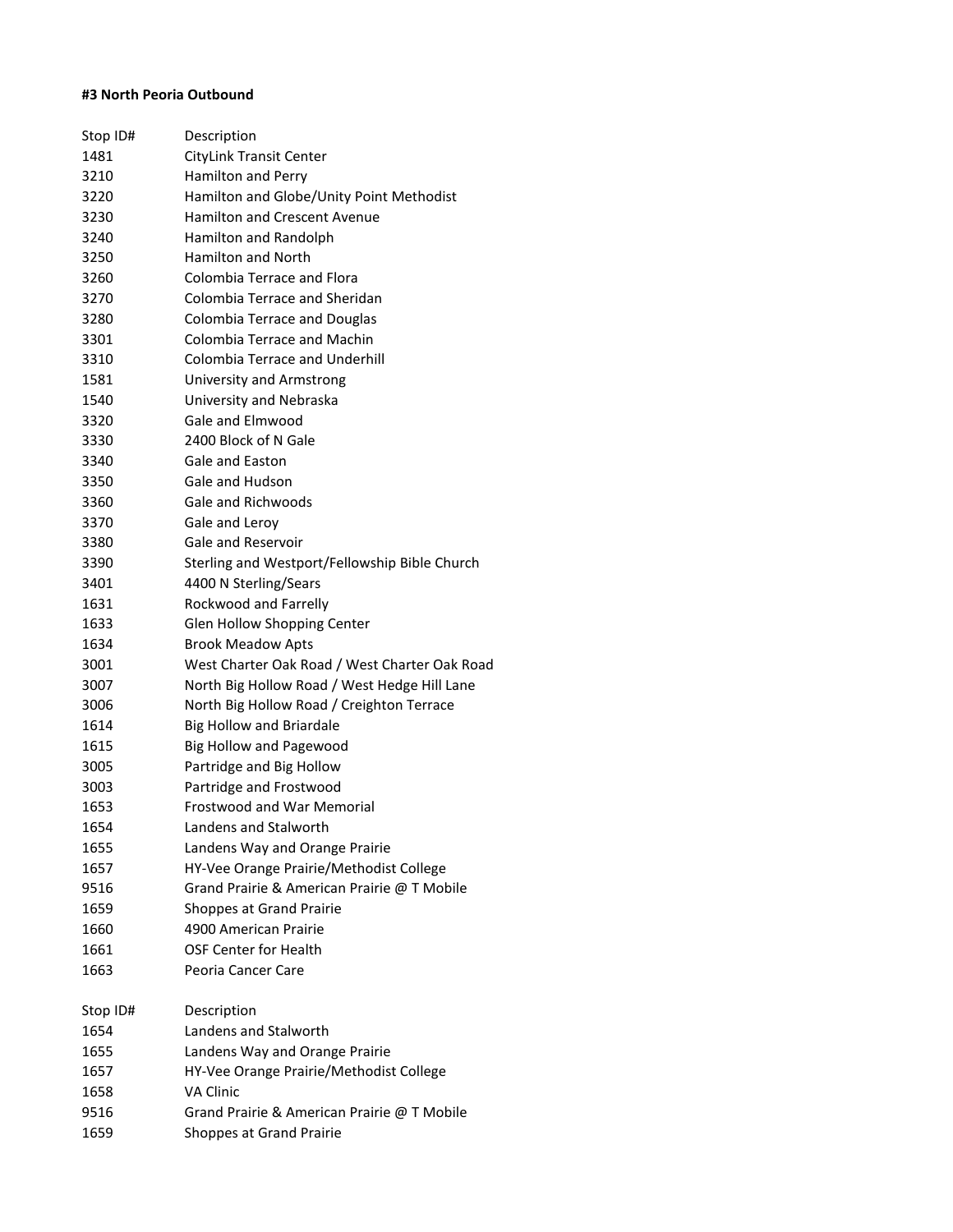**#3 North Peoria Outbound**

| Stop ID# | Description |
|---|---|
| 1481 | CityLink Transit Center |
| 3210 | Hamilton and Perry |
| 3220 | Hamilton and Globe/Unity Point Methodist |
| 3230 | Hamilton and Crescent Avenue |
| 3240 | Hamilton and Randolph |
| 3250 | Hamilton and North |
| 3260 | Colombia Terrace and Flora |
| 3270 | Colombia Terrace and Sheridan |
| 3280 | Colombia Terrace and Douglas |
| 3301 | Colombia Terrace and Machin |
| 3310 | Colombia Terrace and Underhill |
| 1581 | University and Armstrong |
| 1540 | University and Nebraska |
| 3320 | Gale and Elmwood |
| 3330 | 2400 Block of N Gale |
| 3340 | Gale and Easton |
| 3350 | Gale and Hudson |
| 3360 | Gale and Richwoods |
| 3370 | Gale and Leroy |
| 3380 | Gale and Reservoir |
| 3390 | Sterling and Westport/Fellowship Bible Church |
| 3401 | 4400 N Sterling/Sears |
| 1631 | Rockwood and Farrelly |
| 1633 | Glen Hollow Shopping Center |
| 1634 | Brook Meadow Apts |
| 3001 | West Charter Oak Road / West Charter Oak Road |
| 3007 | North Big Hollow Road / West Hedge Hill Lane |
| 3006 | North Big Hollow Road / Creighton Terrace |
| 1614 | Big Hollow and Briardale |
| 1615 | Big Hollow and Pagewood |
| 3005 | Partridge and Big Hollow |
| 3003 | Partridge and Frostwood |
| 1653 | Frostwood and War Memorial |
| 1654 | Landens and Stalworth |
| 1655 | Landens Way and Orange Prairie |
| 1657 | HY-Vee Orange Prairie/Methodist College |
| 9516 | Grand Prairie & American Prairie @ T Mobile |
| 1659 | Shoppes at Grand Prairie |
| 1660 | 4900 American Prairie |
| 1661 | OSF Center for Health |
| 1663 | Peoria Cancer Care |

| Stop ID# | Description |
|---|---|
| 1654 | Landens and Stalworth |
| 1655 | Landens Way and Orange Prairie |
| 1657 | HY-Vee Orange Prairie/Methodist College |
| 1658 | VA Clinic |
| 9516 | Grand Prairie & American Prairie @ T Mobile |
| 1659 | Shoppes at Grand Prairie |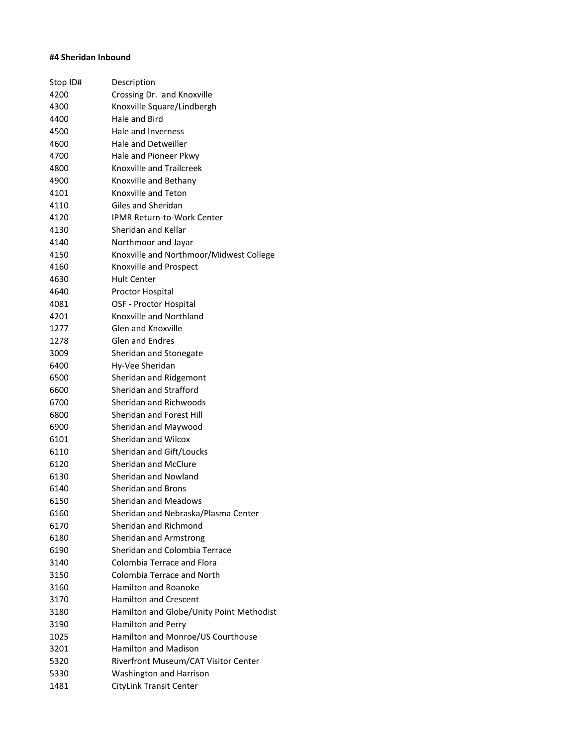**#4 Sheridan Inbound**

| Stop ID# | Description |
|---|---|
| 4200 | Crossing Dr.  and Knoxville |
| 4300 | Knoxville Square/Lindbergh |
| 4400 | Hale and Bird |
| 4500 | Hale and Inverness |
| 4600 | Hale and Detweiller |
| 4700 | Hale and Pioneer Pkwy |
| 4800 | Knoxville and Trailcreek |
| 4900 | Knoxville and Bethany |
| 4101 | Knoxville and Teton |
| 4110 | Giles and Sheridan |
| 4120 | IPMR Return-to-Work Center |
| 4130 | Sheridan and Kellar |
| 4140 | Northmoor and Jayar |
| 4150 | Knoxville and Northmoor/Midwest College |
| 4160 | Knoxville and Prospect |
| 4630 | Hult Center |
| 4640 | Proctor Hospital |
| 4081 | OSF - Proctor Hospital |
| 4201 | Knoxville and Northland |
| 1277 | Glen and Knoxville |
| 1278 | Glen and Endres |
| 3009 | Sheridan and Stonegate |
| 6400 | Hy-Vee Sheridan |
| 6500 | Sheridan and Ridgemont |
| 6600 | Sheridan and Strafford |
| 6700 | Sheridan and Richwoods |
| 6800 | Sheridan and Forest Hill |
| 6900 | Sheridan and Maywood |
| 6101 | Sheridan and Wilcox |
| 6110 | Sheridan and Gift/Loucks |
| 6120 | Sheridan and McClure |
| 6130 | Sheridan and Nowland |
| 6140 | Sheridan and Brons |
| 6150 | Sheridan and Meadows |
| 6160 | Sheridan and Nebraska/Plasma Center |
| 6170 | Sheridan and Richmond |
| 6180 | Sheridan and Armstrong |
| 6190 | Sheridan and Colombia Terrace |
| 3140 | Colombia Terrace and Flora |
| 3150 | Colombia Terrace and North |
| 3160 | Hamilton and Roanoke |
| 3170 | Hamilton and Crescent |
| 3180 | Hamilton and Globe/Unity Point Methodist |
| 3190 | Hamilton and Perry |
| 1025 | Hamilton and Monroe/US Courthouse |
| 3201 | Hamilton and Madison |
| 5320 | Riverfront Museum/CAT Visitor Center |
| 5330 | Washington and Harrison |
| 1481 | CityLink Transit Center |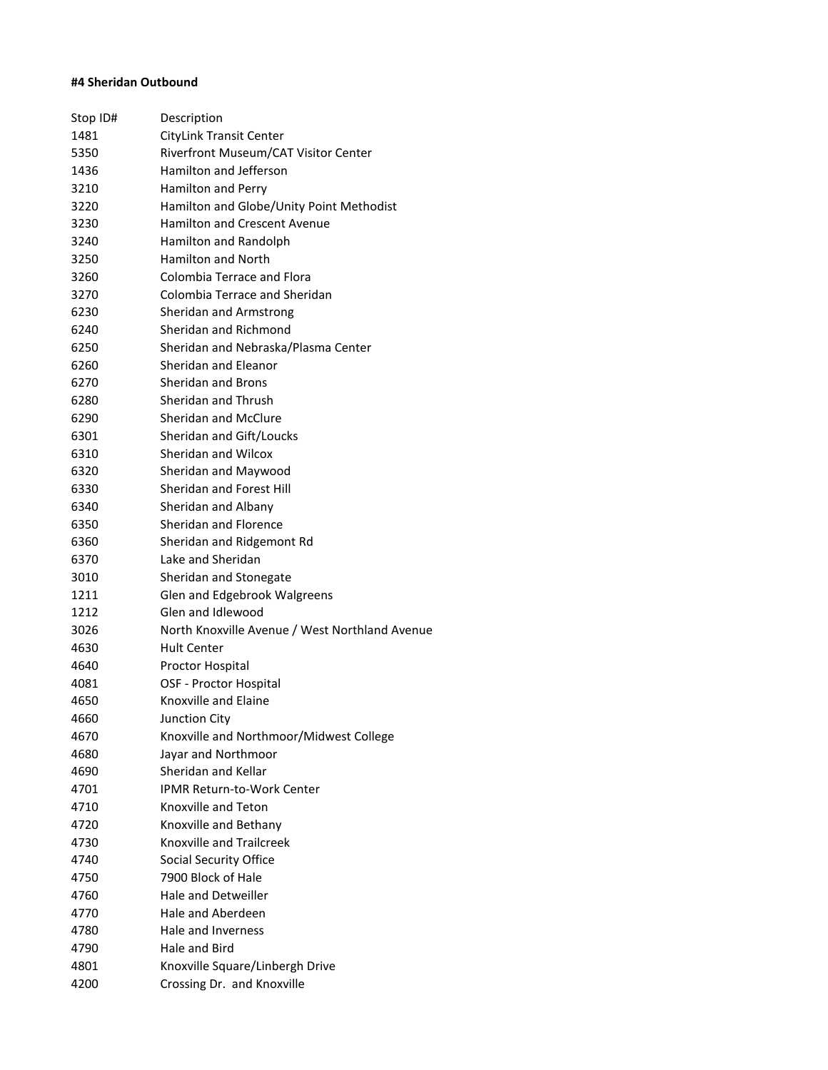**#4 Sheridan Outbound**

| Stop ID# | Description |
| --- | --- |
| 1481 | CityLink Transit Center |
| 5350 | Riverfront Museum/CAT Visitor Center |
| 1436 | Hamilton and Jefferson |
| 3210 | Hamilton and Perry |
| 3220 | Hamilton and Globe/Unity Point Methodist |
| 3230 | Hamilton and Crescent Avenue |
| 3240 | Hamilton and Randolph |
| 3250 | Hamilton and North |
| 3260 | Colombia Terrace and Flora |
| 3270 | Colombia Terrace and Sheridan |
| 6230 | Sheridan and Armstrong |
| 6240 | Sheridan and Richmond |
| 6250 | Sheridan and Nebraska/Plasma Center |
| 6260 | Sheridan and Eleanor |
| 6270 | Sheridan and Brons |
| 6280 | Sheridan and Thrush |
| 6290 | Sheridan and McClure |
| 6301 | Sheridan and Gift/Loucks |
| 6310 | Sheridan and Wilcox |
| 6320 | Sheridan and Maywood |
| 6330 | Sheridan and Forest Hill |
| 6340 | Sheridan and Albany |
| 6350 | Sheridan and Florence |
| 6360 | Sheridan and Ridgemont Rd |
| 6370 | Lake and Sheridan |
| 3010 | Sheridan and Stonegate |
| 1211 | Glen and Edgebrook Walgreens |
| 1212 | Glen and Idlewood |
| 3026 | North Knoxville Avenue / West Northland Avenue |
| 4630 | Hult Center |
| 4640 | Proctor Hospital |
| 4081 | OSF - Proctor Hospital |
| 4650 | Knoxville and Elaine |
| 4660 | Junction City |
| 4670 | Knoxville and Northmoor/Midwest College |
| 4680 | Jayar and Northmoor |
| 4690 | Sheridan and Kellar |
| 4701 | IPMR Return-to-Work Center |
| 4710 | Knoxville and Teton |
| 4720 | Knoxville and Bethany |
| 4730 | Knoxville and Trailcreek |
| 4740 | Social Security Office |
| 4750 | 7900 Block of Hale |
| 4760 | Hale and Detweiller |
| 4770 | Hale and Aberdeen |
| 4780 | Hale and Inverness |
| 4790 | Hale and Bird |
| 4801 | Knoxville Square/Linbergh Drive |
| 4200 | Crossing Dr. and Knoxville |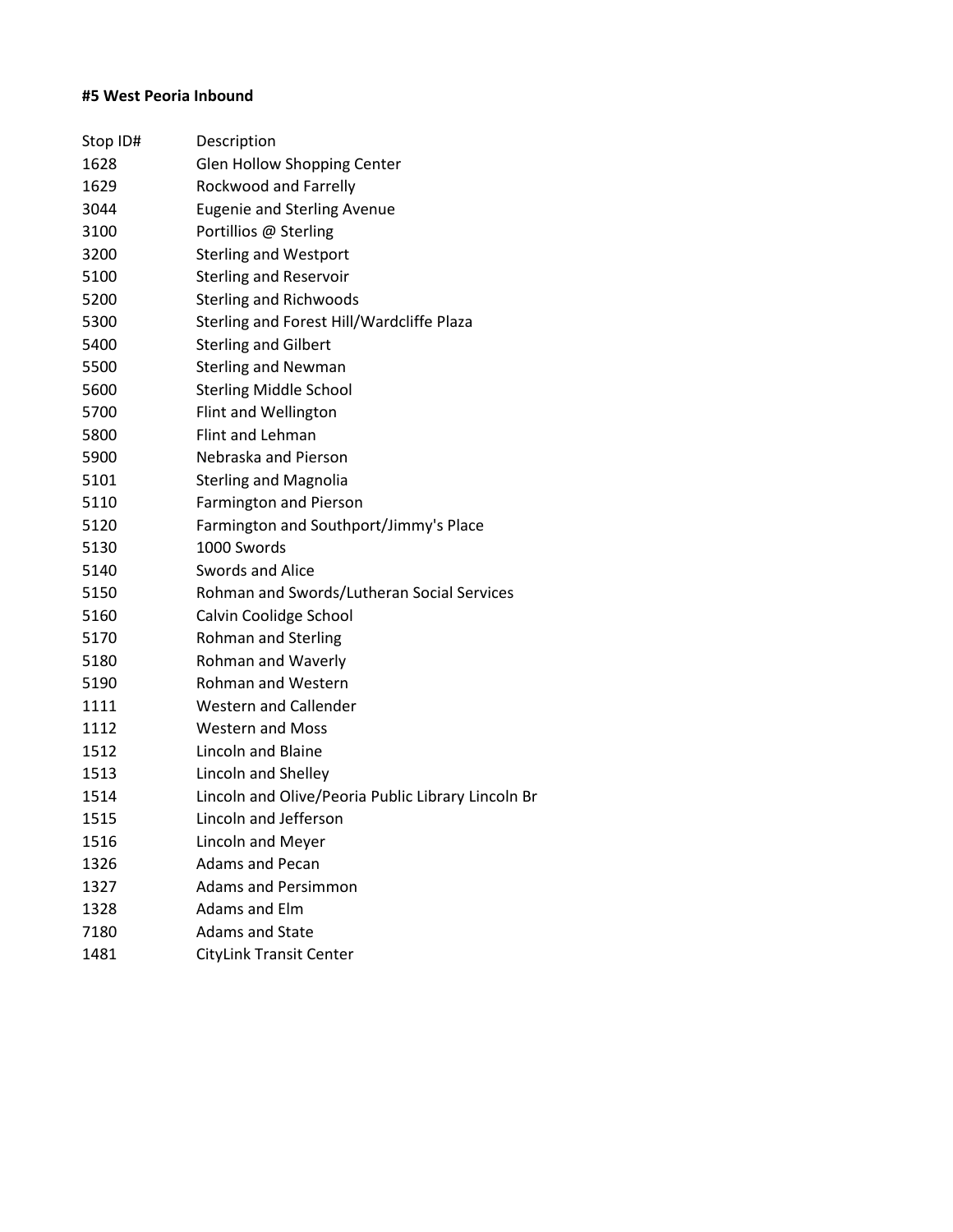**#5 West Peoria Inbound**

| Stop ID# | Description |
| --- | --- |
| 1628 | Glen Hollow Shopping Center |
| 1629 | Rockwood and Farrelly |
| 3044 | Eugenie and Sterling Avenue |
| 3100 | Portillios @ Sterling |
| 3200 | Sterling and Westport |
| 5100 | Sterling and Reservoir |
| 5200 | Sterling and Richwoods |
| 5300 | Sterling and Forest Hill/Wardcliffe Plaza |
| 5400 | Sterling and Gilbert |
| 5500 | Sterling and Newman |
| 5600 | Sterling Middle School |
| 5700 | Flint and Wellington |
| 5800 | Flint and Lehman |
| 5900 | Nebraska and Pierson |
| 5101 | Sterling and Magnolia |
| 5110 | Farmington and Pierson |
| 5120 | Farmington and Southport/Jimmy's Place |
| 5130 | 1000 Swords |
| 5140 | Swords and Alice |
| 5150 | Rohman and Swords/Lutheran Social Services |
| 5160 | Calvin Coolidge School |
| 5170 | Rohman and Sterling |
| 5180 | Rohman and Waverly |
| 5190 | Rohman and Western |
| 1111 | Western and Callender |
| 1112 | Western and Moss |
| 1512 | Lincoln and Blaine |
| 1513 | Lincoln and Shelley |
| 1514 | Lincoln and Olive/Peoria Public Library Lincoln Br |
| 1515 | Lincoln and Jefferson |
| 1516 | Lincoln and Meyer |
| 1326 | Adams and Pecan |
| 1327 | Adams and Persimmon |
| 1328 | Adams and Elm |
| 7180 | Adams and State |
| 1481 | CityLink Transit Center |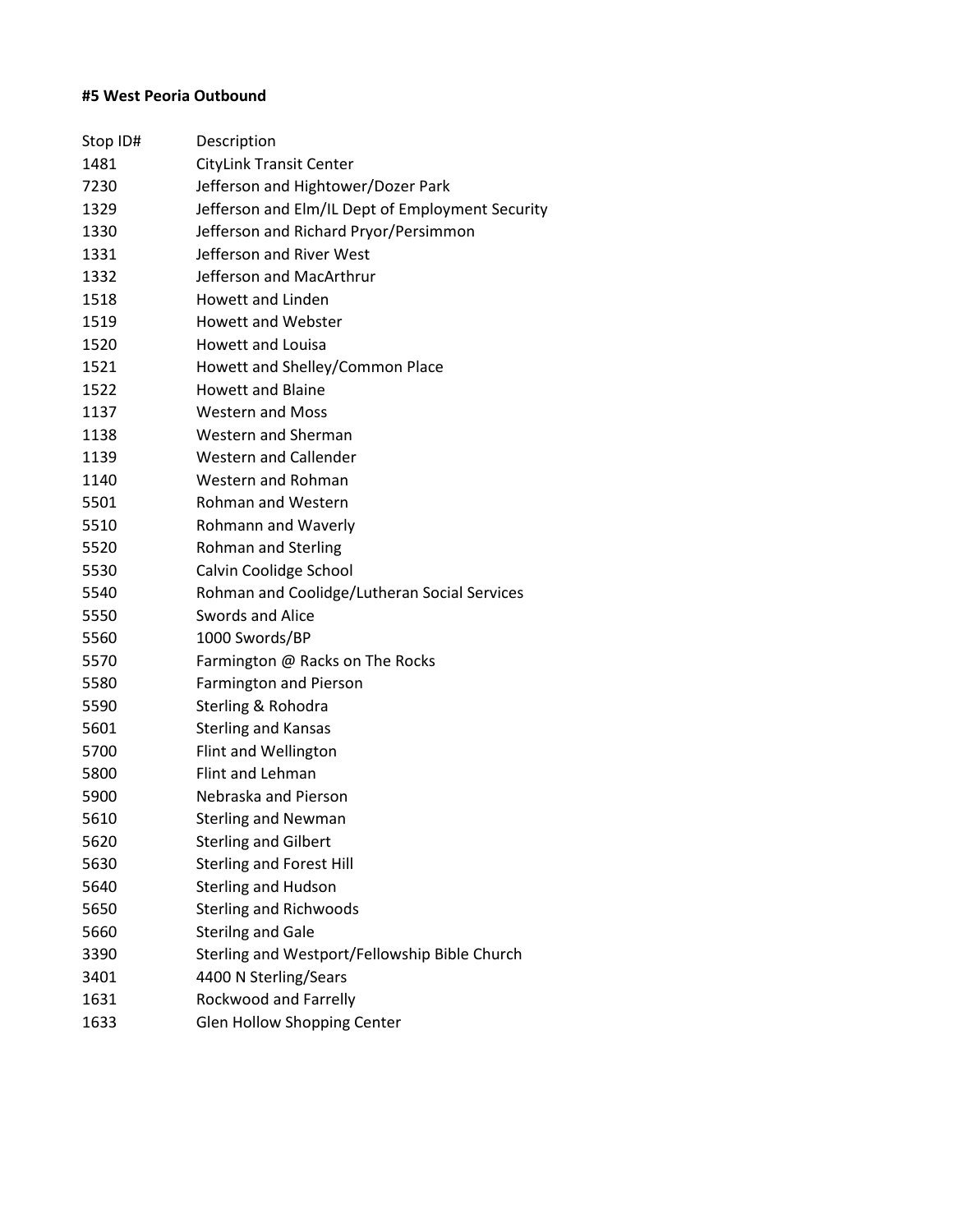**#5 West Peoria Outbound**

| Stop ID# | Description |
|---|---|
| 1481 | CityLink Transit Center |
| 7230 | Jefferson and Hightower/Dozer Park |
| 1329 | Jefferson and Elm/IL Dept of Employment Security |
| 1330 | Jefferson and Richard Pryor/Persimmon |
| 1331 | Jefferson and River West |
| 1332 | Jefferson and MacArthrur |
| 1518 | Howett and Linden |
| 1519 | Howett and Webster |
| 1520 | Howett and Louisa |
| 1521 | Howett and Shelley/Common Place |
| 1522 | Howett and Blaine |
| 1137 | Western and Moss |
| 1138 | Western and Sherman |
| 1139 | Western and Callender |
| 1140 | Western and Rohman |
| 5501 | Rohman and Western |
| 5510 | Rohmann and Waverly |
| 5520 | Rohman and Sterling |
| 5530 | Calvin Coolidge School |
| 5540 | Rohman and Coolidge/Lutheran Social Services |
| 5550 | Swords and Alice |
| 5560 | 1000 Swords/BP |
| 5570 | Farmington @ Racks on The Rocks |
| 5580 | Farmington and Pierson |
| 5590 | Sterling & Rohodra |
| 5601 | Sterling and Kansas |
| 5700 | Flint and Wellington |
| 5800 | Flint and Lehman |
| 5900 | Nebraska and Pierson |
| 5610 | Sterling and Newman |
| 5620 | Sterling and Gilbert |
| 5630 | Sterling and Forest Hill |
| 5640 | Sterling and Hudson |
| 5650 | Sterling and Richwoods |
| 5660 | Sterilng and Gale |
| 3390 | Sterling and Westport/Fellowship Bible Church |
| 3401 | 4400 N Sterling/Sears |
| 1631 | Rockwood and Farrelly |
| 1633 | Glen Hollow Shopping Center |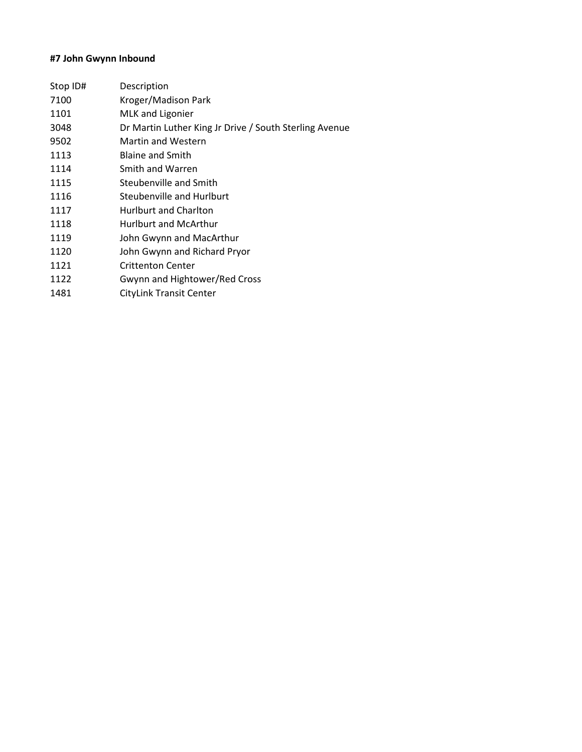**#7 John Gwynn Inbound**

| Stop ID# | Description |
| --- | --- |
| 7100 | Kroger/Madison Park |
| 1101 | MLK and Ligonier |
| 3048 | Dr Martin Luther King Jr Drive / South Sterling Avenue |
| 9502 | Martin and Western |
| 1113 | Blaine and Smith |
| 1114 | Smith and Warren |
| 1115 | Steubenville and Smith |
| 1116 | Steubenville and Hurlburt |
| 1117 | Hurlburt and Charlton |
| 1118 | Hurlburt and McArthur |
| 1119 | John Gwynn and MacArthur |
| 1120 | John Gwynn and Richard Pryor |
| 1121 | Crittenton Center |
| 1122 | Gwynn and Hightower/Red Cross |
| 1481 | CityLink Transit Center |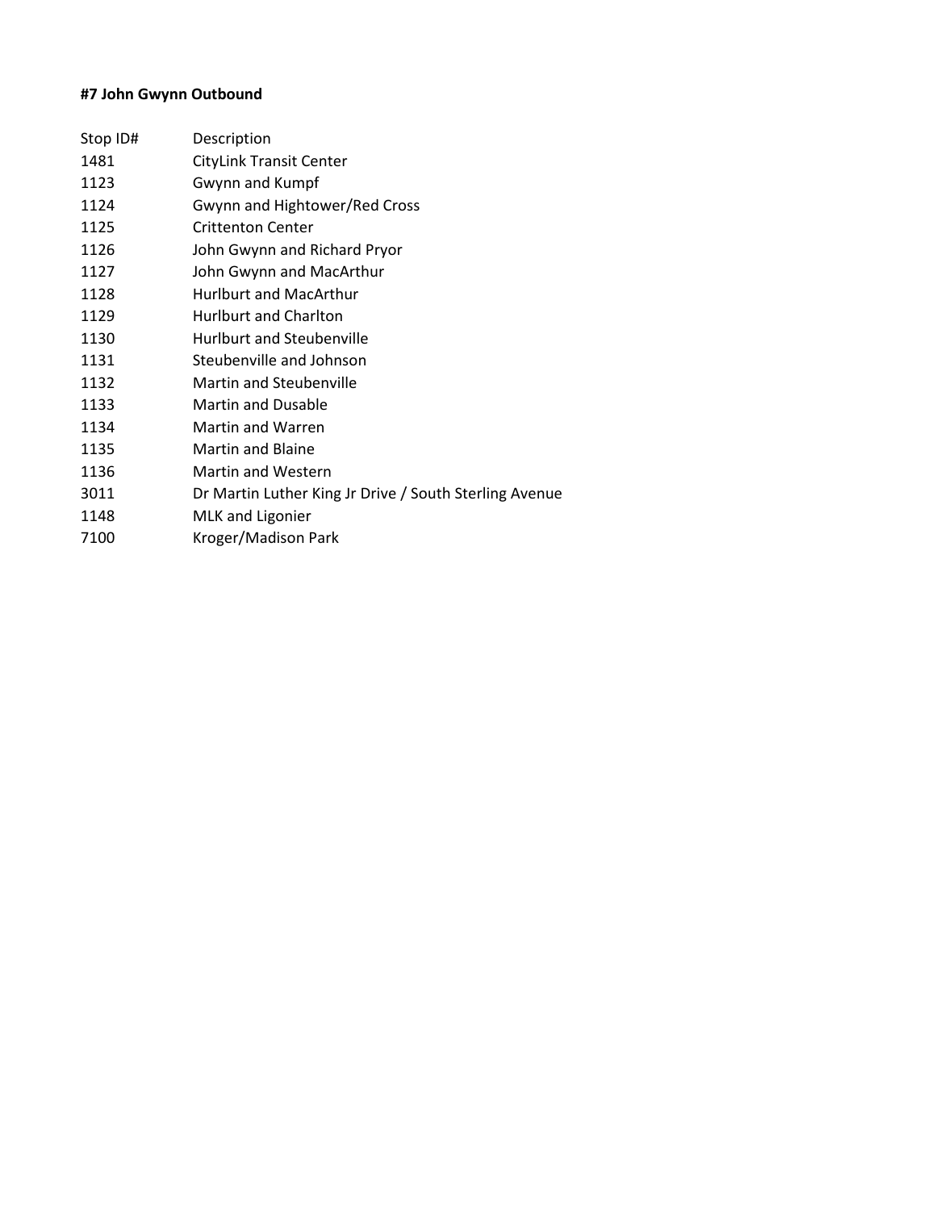**#7 John Gwynn Outbound**

| Stop ID# | Description |
| --- | --- |
| 1481 | CityLink Transit Center |
| 1123 | Gwynn and Kumpf |
| 1124 | Gwynn and Hightower/Red Cross |
| 1125 | Crittenton Center |
| 1126 | John Gwynn and Richard Pryor |
| 1127 | John Gwynn and MacArthur |
| 1128 | Hurlburt and MacArthur |
| 1129 | Hurlburt and Charlton |
| 1130 | Hurlburt and Steubenville |
| 1131 | Steubenville and Johnson |
| 1132 | Martin and Steubenville |
| 1133 | Martin and Dusable |
| 1134 | Martin and Warren |
| 1135 | Martin and Blaine |
| 1136 | Martin and Western |
| 3011 | Dr Martin Luther King Jr Drive / South Sterling Avenue |
| 1148 | MLK and Ligonier |
| 7100 | Kroger/Madison Park |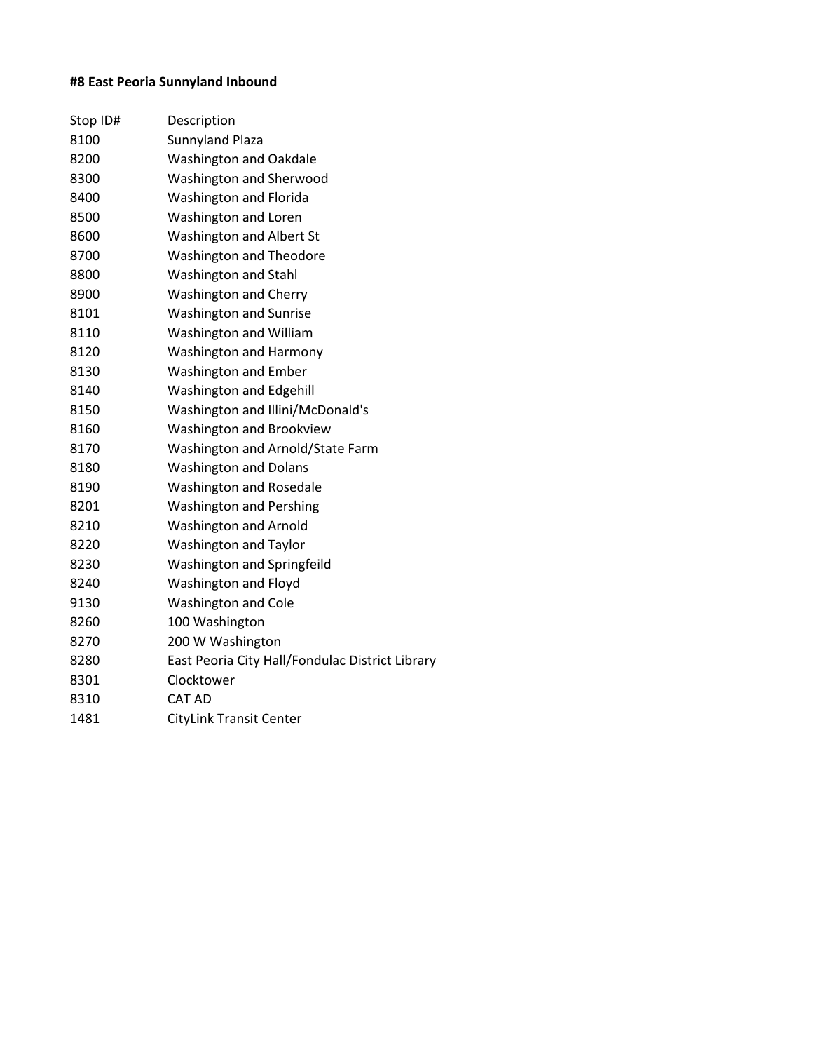**#8 East Peoria Sunnyland Inbound**

| Stop ID# | Description |
|---|---|
| 8100 | Sunnyland Plaza |
| 8200 | Washington and Oakdale |
| 8300 | Washington and Sherwood |
| 8400 | Washington and Florida |
| 8500 | Washington and Loren |
| 8600 | Washington and Albert St |
| 8700 | Washington and Theodore |
| 8800 | Washington and Stahl |
| 8900 | Washington and Cherry |
| 8101 | Washington and Sunrise |
| 8110 | Washington and William |
| 8120 | Washington and Harmony |
| 8130 | Washington and Ember |
| 8140 | Washington and Edgehill |
| 8150 | Washington and Illini/McDonald's |
| 8160 | Washington and Brookview |
| 8170 | Washington and Arnold/State Farm |
| 8180 | Washington and Dolans |
| 8190 | Washington and Rosedale |
| 8201 | Washington and Pershing |
| 8210 | Washington and Arnold |
| 8220 | Washington and Taylor |
| 8230 | Washington and Springfeild |
| 8240 | Washington and Floyd |
| 9130 | Washington and Cole |
| 8260 | 100 Washington |
| 8270 | 200 W Washington |
| 8280 | East Peoria City Hall/Fondulac District Library |
| 8301 | Clocktower |
| 8310 | CAT AD |
| 1481 | CityLink Transit Center |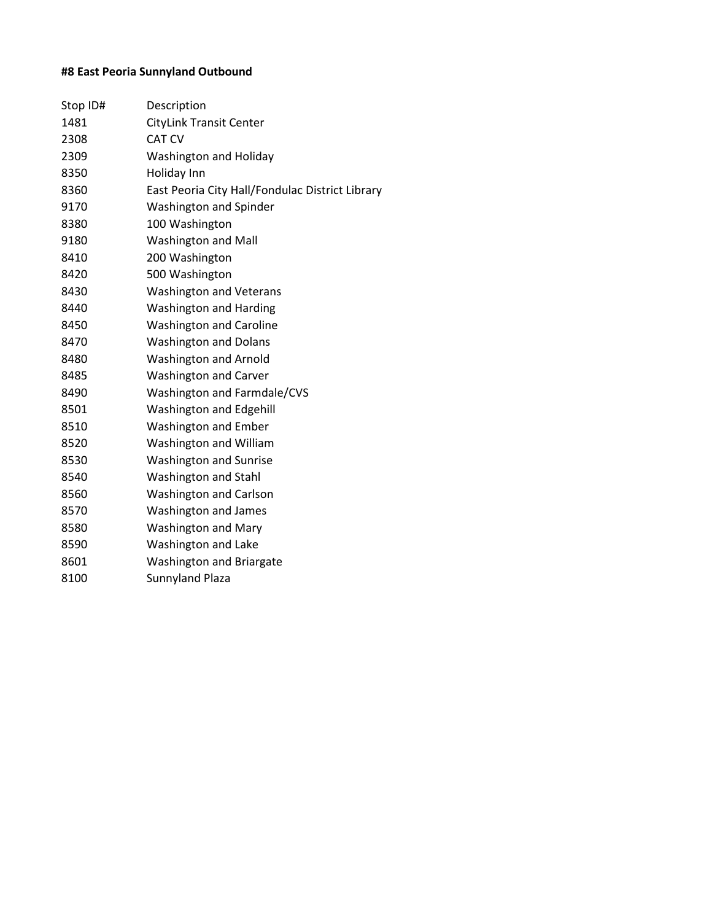**#8 East Peoria Sunnyland Outbound**

| Stop ID# | Description |
| --- | --- |
| 1481 | CityLink Transit Center |
| 2308 | CAT CV |
| 2309 | Washington and Holiday |
| 8350 | Holiday Inn |
| 8360 | East Peoria City Hall/Fondulac District Library |
| 9170 | Washington and Spinder |
| 8380 | 100 Washington |
| 9180 | Washington and Mall |
| 8410 | 200 Washington |
| 8420 | 500 Washington |
| 8430 | Washington and Veterans |
| 8440 | Washington and Harding |
| 8450 | Washington and Caroline |
| 8470 | Washington and Dolans |
| 8480 | Washington and Arnold |
| 8485 | Washington and Carver |
| 8490 | Washington and Farmdale/CVS |
| 8501 | Washington and Edgehill |
| 8510 | Washington and Ember |
| 8520 | Washington and William |
| 8530 | Washington and Sunrise |
| 8540 | Washington and Stahl |
| 8560 | Washington and Carlson |
| 8570 | Washington and James |
| 8580 | Washington and Mary |
| 8590 | Washington and Lake |
| 8601 | Washington and Briargate |
| 8100 | Sunnyland Plaza |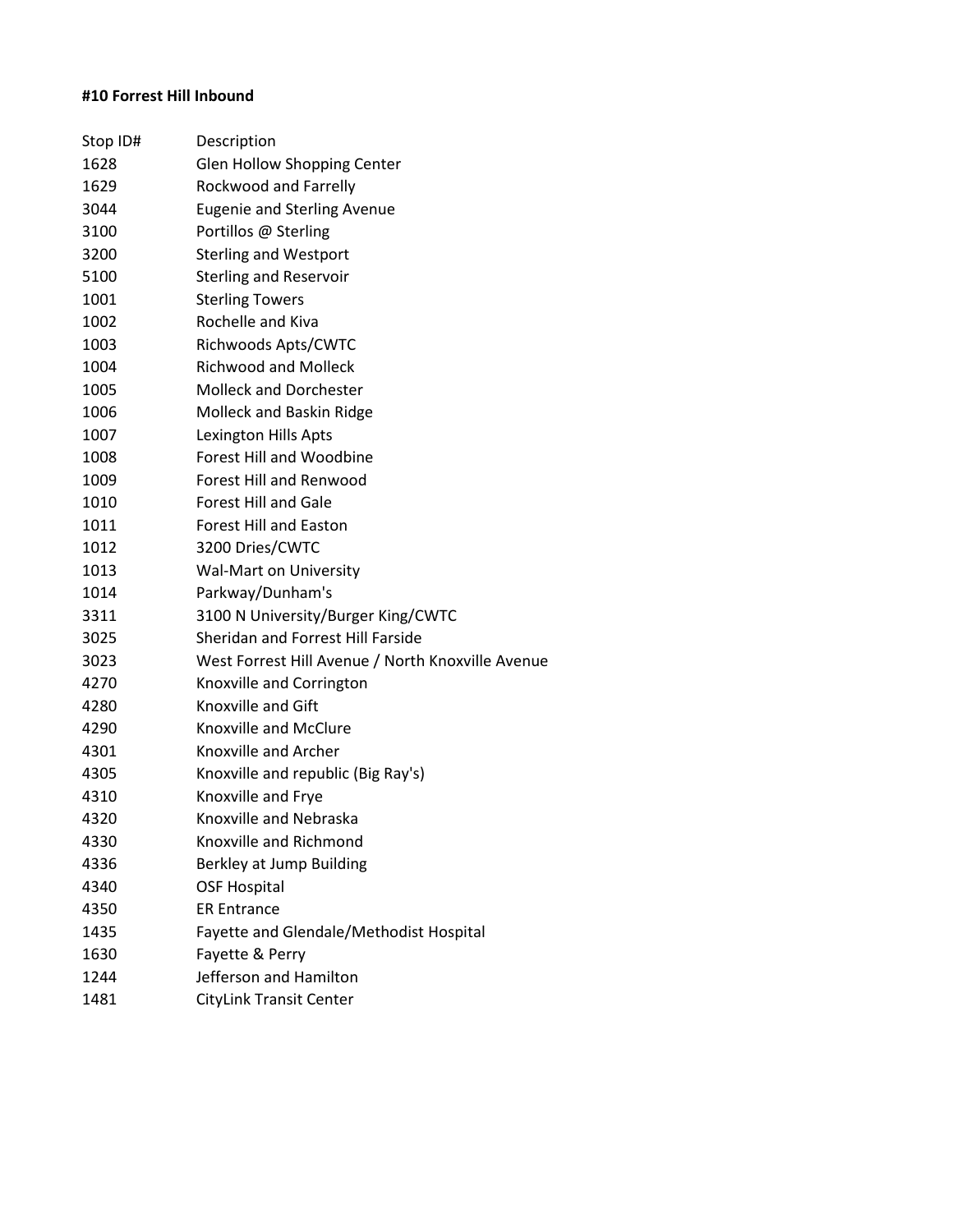**#10 Forrest Hill Inbound**

| Stop ID# | Description |
|---|---|
| 1628 | Glen Hollow Shopping Center |
| 1629 | Rockwood and Farrelly |
| 3044 | Eugenie and Sterling Avenue |
| 3100 | Portillos @ Sterling |
| 3200 | Sterling and Westport |
| 5100 | Sterling and Reservoir |
| 1001 | Sterling Towers |
| 1002 | Rochelle and Kiva |
| 1003 | Richwoods Apts/CWTC |
| 1004 | Richwood and Molleck |
| 1005 | Molleck and Dorchester |
| 1006 | Molleck and Baskin Ridge |
| 1007 | Lexington Hills Apts |
| 1008 | Forest Hill and Woodbine |
| 1009 | Forest Hill and Renwood |
| 1010 | Forest Hill and Gale |
| 1011 | Forest Hill and Easton |
| 1012 | 3200 Dries/CWTC |
| 1013 | Wal-Mart on University |
| 1014 | Parkway/Dunham's |
| 3311 | 3100 N University/Burger King/CWTC |
| 3025 | Sheridan and Forrest Hill Farside |
| 3023 | West Forrest Hill Avenue / North Knoxville Avenue |
| 4270 | Knoxville and Corrington |
| 4280 | Knoxville and Gift |
| 4290 | Knoxville and McClure |
| 4301 | Knoxville and Archer |
| 4305 | Knoxville and republic (Big Ray's) |
| 4310 | Knoxville and Frye |
| 4320 | Knoxville and Nebraska |
| 4330 | Knoxville and Richmond |
| 4336 | Berkley at Jump Building |
| 4340 | OSF Hospital |
| 4350 | ER Entrance |
| 1435 | Fayette and Glendale/Methodist Hospital |
| 1630 | Fayette & Perry |
| 1244 | Jefferson and Hamilton |
| 1481 | CityLink Transit Center |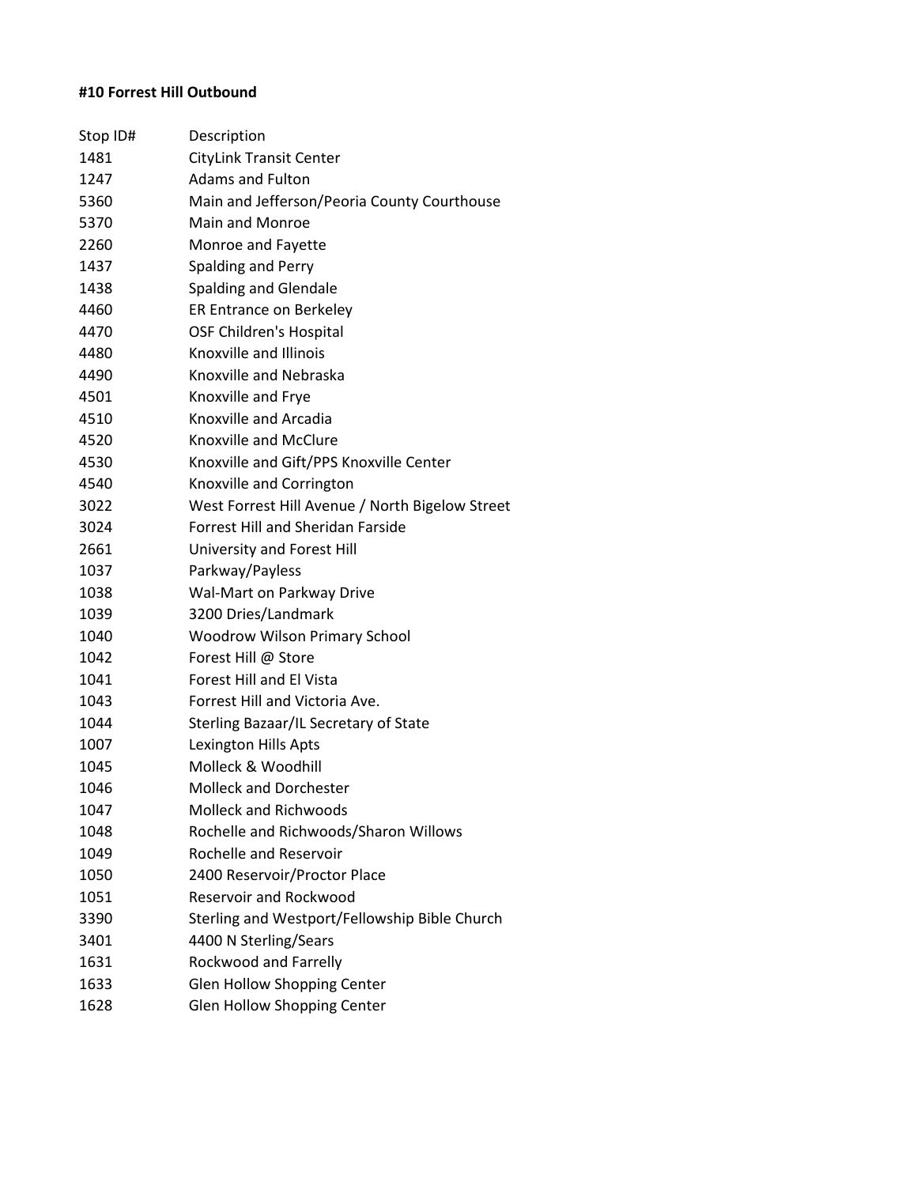**#10 Forrest Hill Outbound**

| Stop ID# | Description |
| --- | --- |
| 1481 | CityLink Transit Center |
| 1247 | Adams and Fulton |
| 5360 | Main and Jefferson/Peoria County Courthouse |
| 5370 | Main and Monroe |
| 2260 | Monroe and Fayette |
| 1437 | Spalding and Perry |
| 1438 | Spalding and Glendale |
| 4460 | ER Entrance on Berkeley |
| 4470 | OSF Children's Hospital |
| 4480 | Knoxville and Illinois |
| 4490 | Knoxville and Nebraska |
| 4501 | Knoxville and Frye |
| 4510 | Knoxville and Arcadia |
| 4520 | Knoxville and McClure |
| 4530 | Knoxville and Gift/PPS Knoxville Center |
| 4540 | Knoxville and Corrington |
| 3022 | West Forrest Hill Avenue / North Bigelow Street |
| 3024 | Forrest Hill and Sheridan Farside |
| 2661 | University and Forest Hill |
| 1037 | Parkway/Payless |
| 1038 | Wal-Mart on Parkway Drive |
| 1039 | 3200 Dries/Landmark |
| 1040 | Woodrow Wilson Primary School |
| 1042 | Forest Hill @ Store |
| 1041 | Forest Hill and El Vista |
| 1043 | Forrest Hill and Victoria Ave. |
| 1044 | Sterling Bazaar/IL Secretary of State |
| 1007 | Lexington Hills Apts |
| 1045 | Molleck & Woodhill |
| 1046 | Molleck and Dorchester |
| 1047 | Molleck and Richwoods |
| 1048 | Rochelle and Richwoods/Sharon Willows |
| 1049 | Rochelle and Reservoir |
| 1050 | 2400 Reservoir/Proctor Place |
| 1051 | Reservoir and Rockwood |
| 3390 | Sterling and Westport/Fellowship Bible Church |
| 3401 | 4400 N Sterling/Sears |
| 1631 | Rockwood and Farrelly |
| 1633 | Glen Hollow Shopping Center |
| 1628 | Glen Hollow Shopping Center |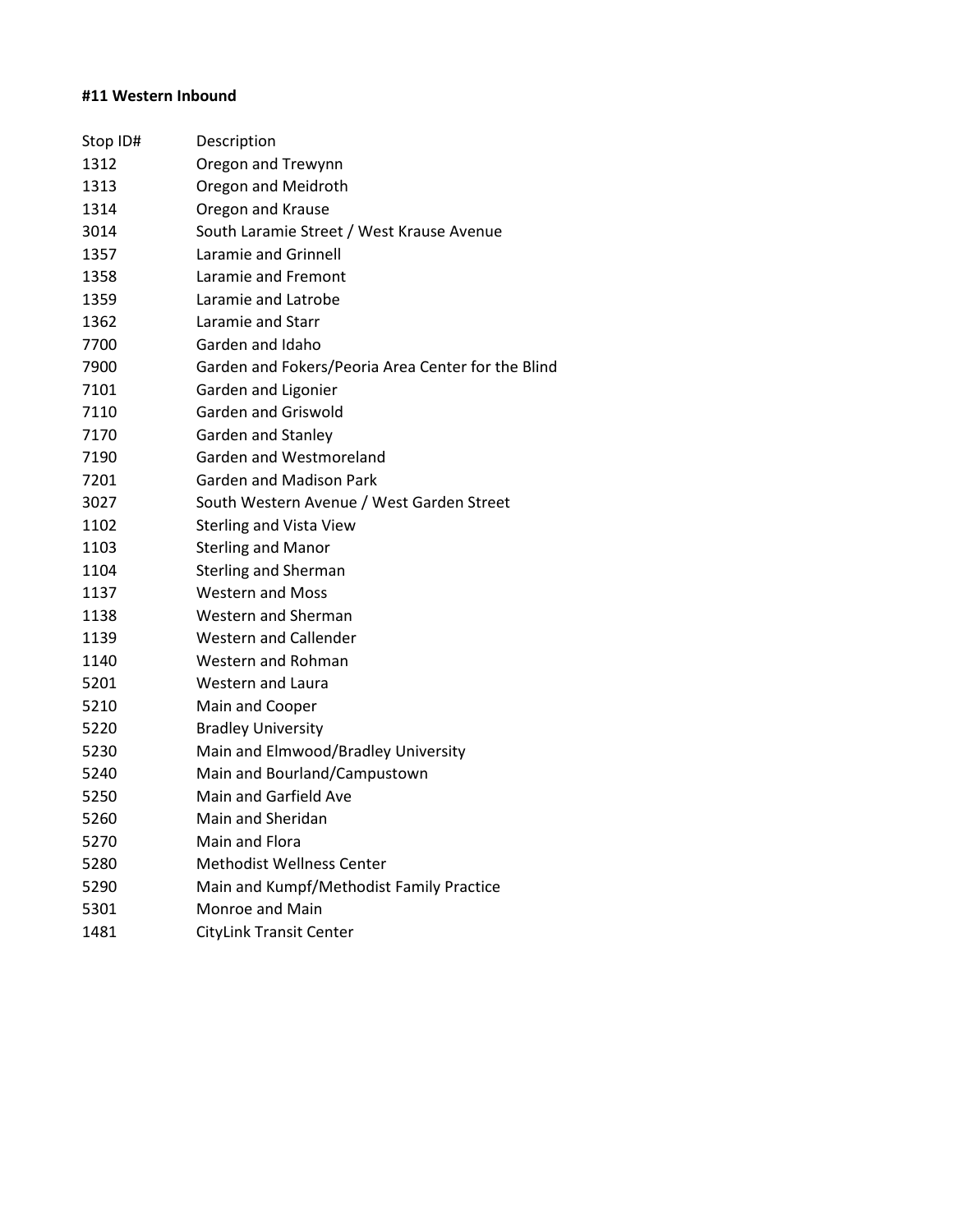**#11 Western Inbound**

| Stop ID# | Description |
|---|---|
| 1312 | Oregon and Trewynn |
| 1313 | Oregon and Meidroth |
| 1314 | Oregon and Krause |
| 3014 | South Laramie Street / West Krause Avenue |
| 1357 | Laramie and Grinnell |
| 1358 | Laramie and Fremont |
| 1359 | Laramie and Latrobe |
| 1362 | Laramie and Starr |
| 7700 | Garden and Idaho |
| 7900 | Garden and Fokers/Peoria Area Center for the Blind |
| 7101 | Garden and Ligonier |
| 7110 | Garden and Griswold |
| 7170 | Garden and Stanley |
| 7190 | Garden and Westmoreland |
| 7201 | Garden and Madison Park |
| 3027 | South Western Avenue / West Garden Street |
| 1102 | Sterling and Vista View |
| 1103 | Sterling and Manor |
| 1104 | Sterling and Sherman |
| 1137 | Western and Moss |
| 1138 | Western and Sherman |
| 1139 | Western and Callender |
| 1140 | Western and Rohman |
| 5201 | Western and Laura |
| 5210 | Main and Cooper |
| 5220 | Bradley University |
| 5230 | Main and Elmwood/Bradley University |
| 5240 | Main and Bourland/Campustown |
| 5250 | Main and Garfield Ave |
| 5260 | Main and Sheridan |
| 5270 | Main and Flora |
| 5280 | Methodist Wellness Center |
| 5290 | Main and Kumpf/Methodist Family Practice |
| 5301 | Monroe and Main |
| 1481 | CityLink Transit Center |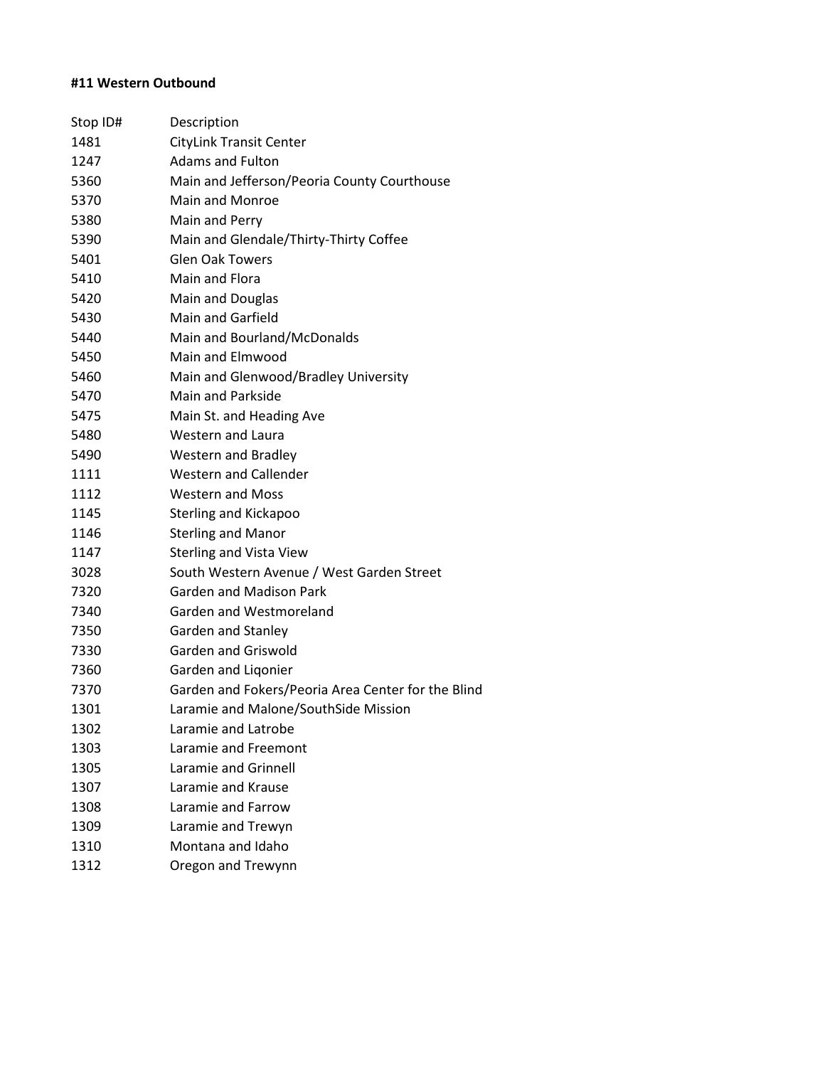**#11 Western Outbound**

| Stop ID# | Description |
|---|---|
| 1481 | CityLink Transit Center |
| 1247 | Adams and Fulton |
| 5360 | Main and Jefferson/Peoria County Courthouse |
| 5370 | Main and Monroe |
| 5380 | Main and Perry |
| 5390 | Main and Glendale/Thirty-Thirty Coffee |
| 5401 | Glen Oak Towers |
| 5410 | Main and Flora |
| 5420 | Main and Douglas |
| 5430 | Main and Garfield |
| 5440 | Main and Bourland/McDonalds |
| 5450 | Main and Elmwood |
| 5460 | Main and Glenwood/Bradley University |
| 5470 | Main and Parkside |
| 5475 | Main St. and Heading Ave |
| 5480 | Western and Laura |
| 5490 | Western and Bradley |
| 1111 | Western and Callender |
| 1112 | Western and Moss |
| 1145 | Sterling and Kickapoo |
| 1146 | Sterling and Manor |
| 1147 | Sterling and Vista View |
| 3028 | South Western Avenue / West Garden Street |
| 7320 | Garden and Madison Park |
| 7340 | Garden and Westmoreland |
| 7350 | Garden and Stanley |
| 7330 | Garden and Griswold |
| 7360 | Garden and Liqonier |
| 7370 | Garden and Fokers/Peoria Area Center for the Blind |
| 1301 | Laramie and Malone/SouthSide Mission |
| 1302 | Laramie and Latrobe |
| 1303 | Laramie and Freemont |
| 1305 | Laramie and Grinnell |
| 1307 | Laramie and Krause |
| 1308 | Laramie and Farrow |
| 1309 | Laramie and Trewyn |
| 1310 | Montana and Idaho |
| 1312 | Oregon and Trewynn |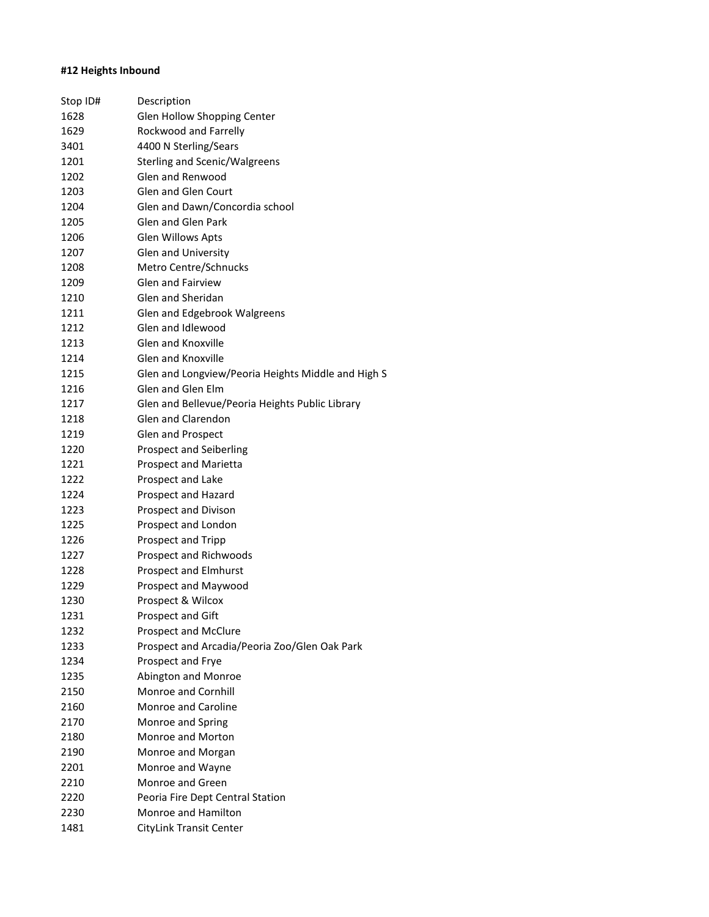**#12 Heights Inbound**

| Stop ID# | Description |
|---|---|
| 1628 | Glen Hollow Shopping Center |
| 1629 | Rockwood and Farrelly |
| 3401 | 4400 N Sterling/Sears |
| 1201 | Sterling and Scenic/Walgreens |
| 1202 | Glen and Renwood |
| 1203 | Glen and Glen Court |
| 1204 | Glen and Dawn/Concordia school |
| 1205 | Glen and Glen Park |
| 1206 | Glen Willows Apts |
| 1207 | Glen and University |
| 1208 | Metro Centre/Schnucks |
| 1209 | Glen and Fairview |
| 1210 | Glen and Sheridan |
| 1211 | Glen and Edgebrook Walgreens |
| 1212 | Glen and Idlewood |
| 1213 | Glen and Knoxville |
| 1214 | Glen and Knoxville |
| 1215 | Glen and Longview/Peoria Heights Middle and High S |
| 1216 | Glen and Glen Elm |
| 1217 | Glen and Bellevue/Peoria Heights Public Library |
| 1218 | Glen and Clarendon |
| 1219 | Glen and Prospect |
| 1220 | Prospect and Seiberling |
| 1221 | Prospect and Marietta |
| 1222 | Prospect and Lake |
| 1224 | Prospect and Hazard |
| 1223 | Prospect and Divison |
| 1225 | Prospect and London |
| 1226 | Prospect and Tripp |
| 1227 | Prospect and Richwoods |
| 1228 | Prospect and Elmhurst |
| 1229 | Prospect and Maywood |
| 1230 | Prospect & Wilcox |
| 1231 | Prospect and Gift |
| 1232 | Prospect and McClure |
| 1233 | Prospect and Arcadia/Peoria Zoo/Glen Oak Park |
| 1234 | Prospect and Frye |
| 1235 | Abington and Monroe |
| 2150 | Monroe and Cornhill |
| 2160 | Monroe and Caroline |
| 2170 | Monroe and Spring |
| 2180 | Monroe and Morton |
| 2190 | Monroe and Morgan |
| 2201 | Monroe and Wayne |
| 2210 | Monroe and Green |
| 2220 | Peoria Fire Dept Central Station |
| 2230 | Monroe and Hamilton |
| 1481 | CityLink Transit Center |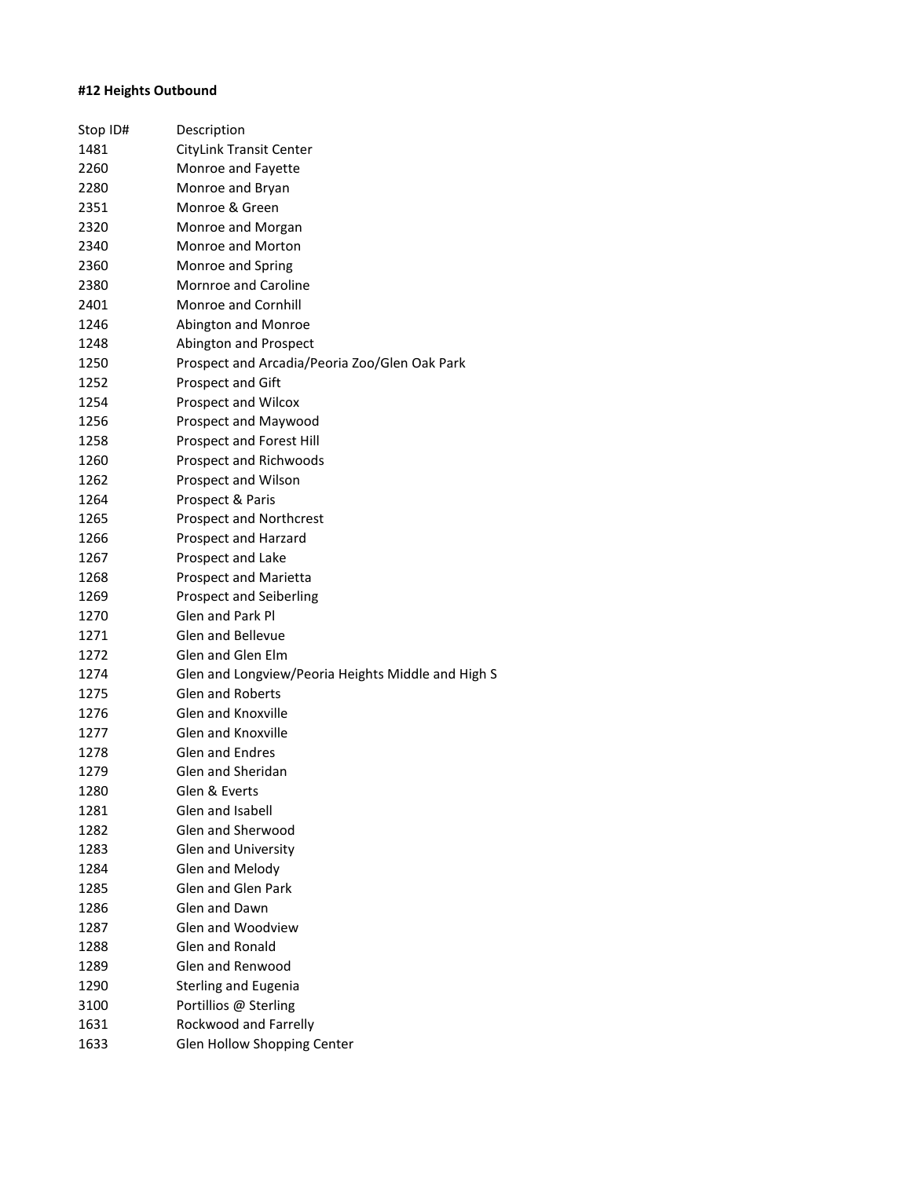**#12 Heights Outbound**

| Stop ID# | Description |
|---|---|
| 1481 | CityLink Transit Center |
| 2260 | Monroe and Fayette |
| 2280 | Monroe and Bryan |
| 2351 | Monroe & Green |
| 2320 | Monroe and Morgan |
| 2340 | Monroe and Morton |
| 2360 | Monroe and Spring |
| 2380 | Mornroe and Caroline |
| 2401 | Monroe and Cornhill |
| 1246 | Abington and Monroe |
| 1248 | Abington and Prospect |
| 1250 | Prospect and Arcadia/Peoria Zoo/Glen Oak Park |
| 1252 | Prospect and Gift |
| 1254 | Prospect and Wilcox |
| 1256 | Prospect and Maywood |
| 1258 | Prospect and Forest Hill |
| 1260 | Prospect and Richwoods |
| 1262 | Prospect and Wilson |
| 1264 | Prospect & Paris |
| 1265 | Prospect and Northcrest |
| 1266 | Prospect and Harzard |
| 1267 | Prospect and Lake |
| 1268 | Prospect and Marietta |
| 1269 | Prospect and Seiberling |
| 1270 | Glen and Park Pl |
| 1271 | Glen and Bellevue |
| 1272 | Glen and Glen Elm |
| 1274 | Glen and Longview/Peoria Heights Middle and High S |
| 1275 | Glen and Roberts |
| 1276 | Glen and Knoxville |
| 1277 | Glen and Knoxville |
| 1278 | Glen and Endres |
| 1279 | Glen and Sheridan |
| 1280 | Glen & Everts |
| 1281 | Glen and Isabell |
| 1282 | Glen and Sherwood |
| 1283 | Glen and University |
| 1284 | Glen and Melody |
| 1285 | Glen and Glen Park |
| 1286 | Glen and Dawn |
| 1287 | Glen and Woodview |
| 1288 | Glen and Ronald |
| 1289 | Glen and Renwood |
| 1290 | Sterling and Eugenia |
| 3100 | Portillios @ Sterling |
| 1631 | Rockwood and Farrelly |
| 1633 | Glen Hollow Shopping Center |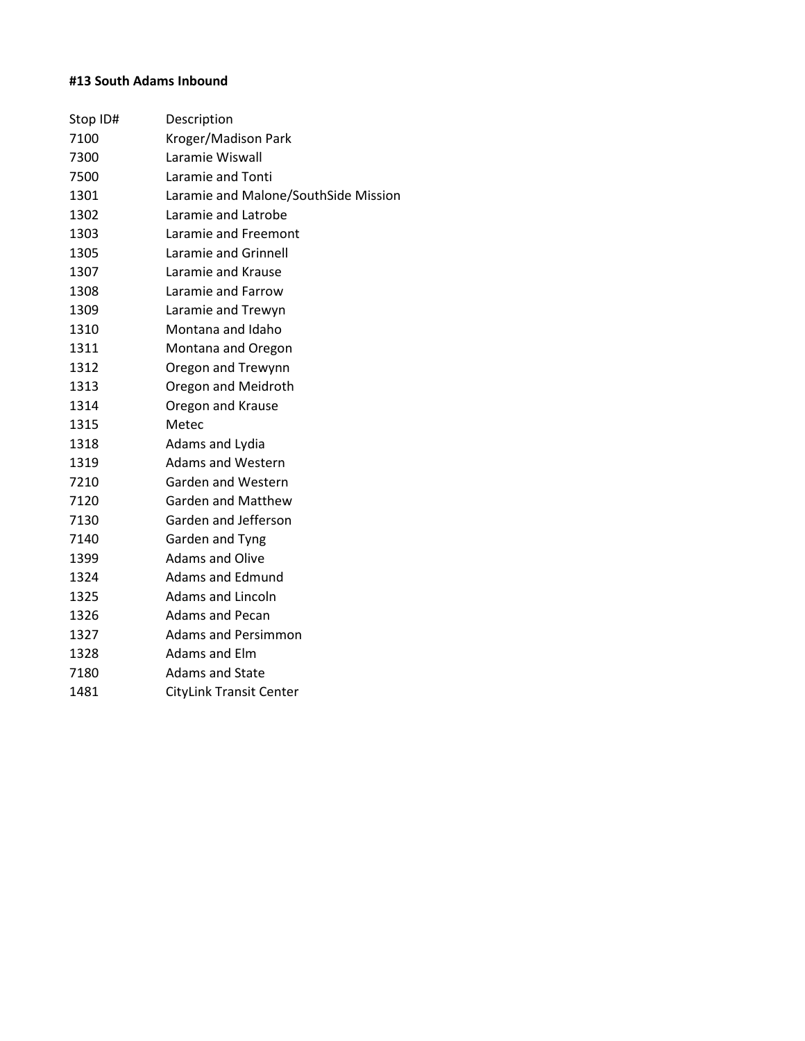**#13 South Adams Inbound**

| Stop ID# | Description |
|---|---|
| 7100 | Kroger/Madison Park |
| 7300 | Laramie Wiswall |
| 7500 | Laramie and Tonti |
| 1301 | Laramie and Malone/SouthSide Mission |
| 1302 | Laramie and Latrobe |
| 1303 | Laramie and Freemont |
| 1305 | Laramie and Grinnell |
| 1307 | Laramie and Krause |
| 1308 | Laramie and Farrow |
| 1309 | Laramie and Trewyn |
| 1310 | Montana and Idaho |
| 1311 | Montana and Oregon |
| 1312 | Oregon and Trewynn |
| 1313 | Oregon and Meidroth |
| 1314 | Oregon and Krause |
| 1315 | Metec |
| 1318 | Adams and Lydia |
| 1319 | Adams and Western |
| 7210 | Garden and Western |
| 7120 | Garden and Matthew |
| 7130 | Garden and Jefferson |
| 7140 | Garden and Tyng |
| 1399 | Adams and Olive |
| 1324 | Adams and Edmund |
| 1325 | Adams and Lincoln |
| 1326 | Adams and Pecan |
| 1327 | Adams and Persimmon |
| 1328 | Adams and Elm |
| 7180 | Adams and State |
| 1481 | CityLink Transit Center |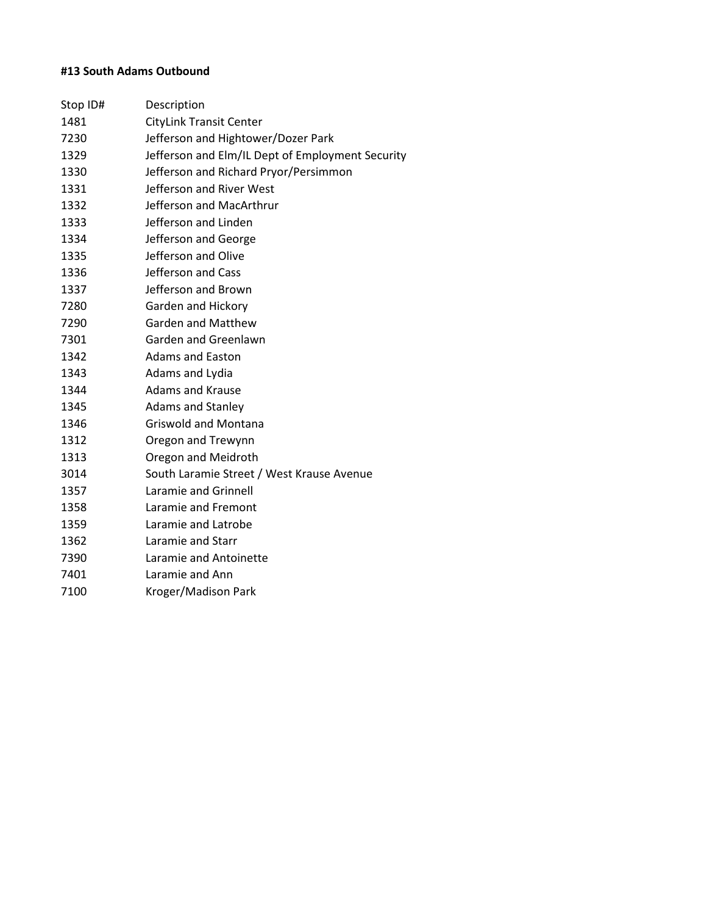**#13 South Adams Outbound**

| Stop ID# | Description |
|---|---|
| 1481 | CityLink Transit Center |
| 7230 | Jefferson and Hightower/Dozer Park |
| 1329 | Jefferson and Elm/IL Dept of Employment Security |
| 1330 | Jefferson and Richard Pryor/Persimmon |
| 1331 | Jefferson and River West |
| 1332 | Jefferson and MacArthrur |
| 1333 | Jefferson and Linden |
| 1334 | Jefferson and George |
| 1335 | Jefferson and Olive |
| 1336 | Jefferson and Cass |
| 1337 | Jefferson and Brown |
| 7280 | Garden and Hickory |
| 7290 | Garden and Matthew |
| 7301 | Garden and Greenlawn |
| 1342 | Adams and Easton |
| 1343 | Adams and Lydia |
| 1344 | Adams and Krause |
| 1345 | Adams and Stanley |
| 1346 | Griswold and Montana |
| 1312 | Oregon and Trewynn |
| 1313 | Oregon and Meidroth |
| 3014 | South Laramie Street / West Krause Avenue |
| 1357 | Laramie and Grinnell |
| 1358 | Laramie and Fremont |
| 1359 | Laramie and Latrobe |
| 1362 | Laramie and Starr |
| 7390 | Laramie and Antoinette |
| 7401 | Laramie and Ann |
| 7100 | Kroger/Madison Park |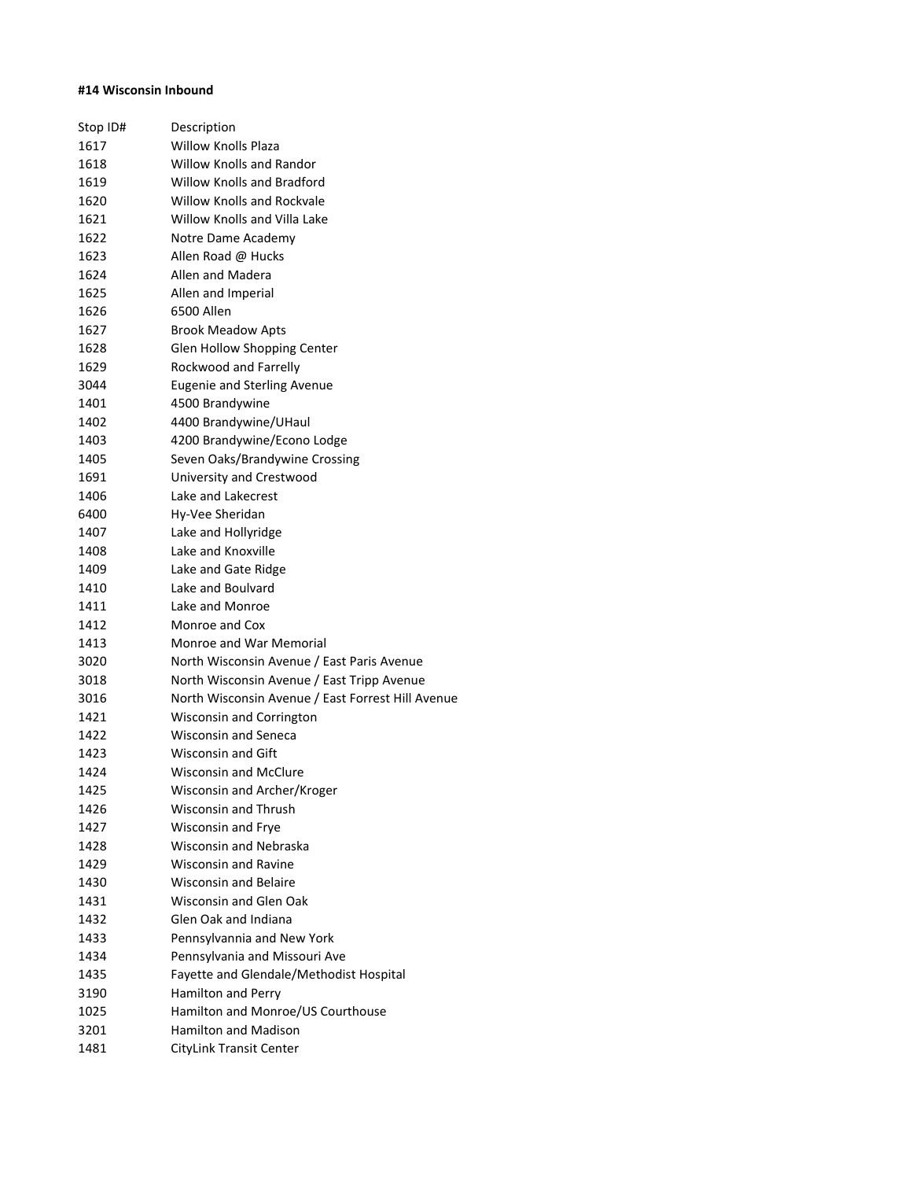**#14 Wisconsin Inbound**

| Stop ID# | Description |
|---|---|
| 1617 | Willow Knolls Plaza |
| 1618 | Willow Knolls and Randor |
| 1619 | Willow Knolls and Bradford |
| 1620 | Willow Knolls and Rockvale |
| 1621 | Willow Knolls and Villa Lake |
| 1622 | Notre Dame Academy |
| 1623 | Allen Road @ Hucks |
| 1624 | Allen and Madera |
| 1625 | Allen and Imperial |
| 1626 | 6500 Allen |
| 1627 | Brook Meadow Apts |
| 1628 | Glen Hollow Shopping Center |
| 1629 | Rockwood and Farrelly |
| 3044 | Eugenie and Sterling Avenue |
| 1401 | 4500 Brandywine |
| 1402 | 4400 Brandywine/UHaul |
| 1403 | 4200 Brandywine/Econo Lodge |
| 1405 | Seven Oaks/Brandywine Crossing |
| 1691 | University and Crestwood |
| 1406 | Lake and Lakecrest |
| 6400 | Hy-Vee Sheridan |
| 1407 | Lake and Hollyridge |
| 1408 | Lake and Knoxville |
| 1409 | Lake and Gate Ridge |
| 1410 | Lake and Boulvard |
| 1411 | Lake and Monroe |
| 1412 | Monroe and Cox |
| 1413 | Monroe and War Memorial |
| 3020 | North Wisconsin Avenue / East Paris Avenue |
| 3018 | North Wisconsin Avenue / East Tripp Avenue |
| 3016 | North Wisconsin Avenue / East Forrest Hill Avenue |
| 1421 | Wisconsin and Corrington |
| 1422 | Wisconsin and Seneca |
| 1423 | Wisconsin and Gift |
| 1424 | Wisconsin and McClure |
| 1425 | Wisconsin and Archer/Kroger |
| 1426 | Wisconsin and Thrush |
| 1427 | Wisconsin and Frye |
| 1428 | Wisconsin and Nebraska |
| 1429 | Wisconsin and Ravine |
| 1430 | Wisconsin and Belaire |
| 1431 | Wisconsin and Glen Oak |
| 1432 | Glen Oak and Indiana |
| 1433 | Pennsylvannia and New York |
| 1434 | Pennsylvania and Missouri Ave |
| 1435 | Fayette and Glendale/Methodist Hospital |
| 3190 | Hamilton and Perry |
| 1025 | Hamilton and Monroe/US Courthouse |
| 3201 | Hamilton and Madison |
| 1481 | CityLink Transit Center |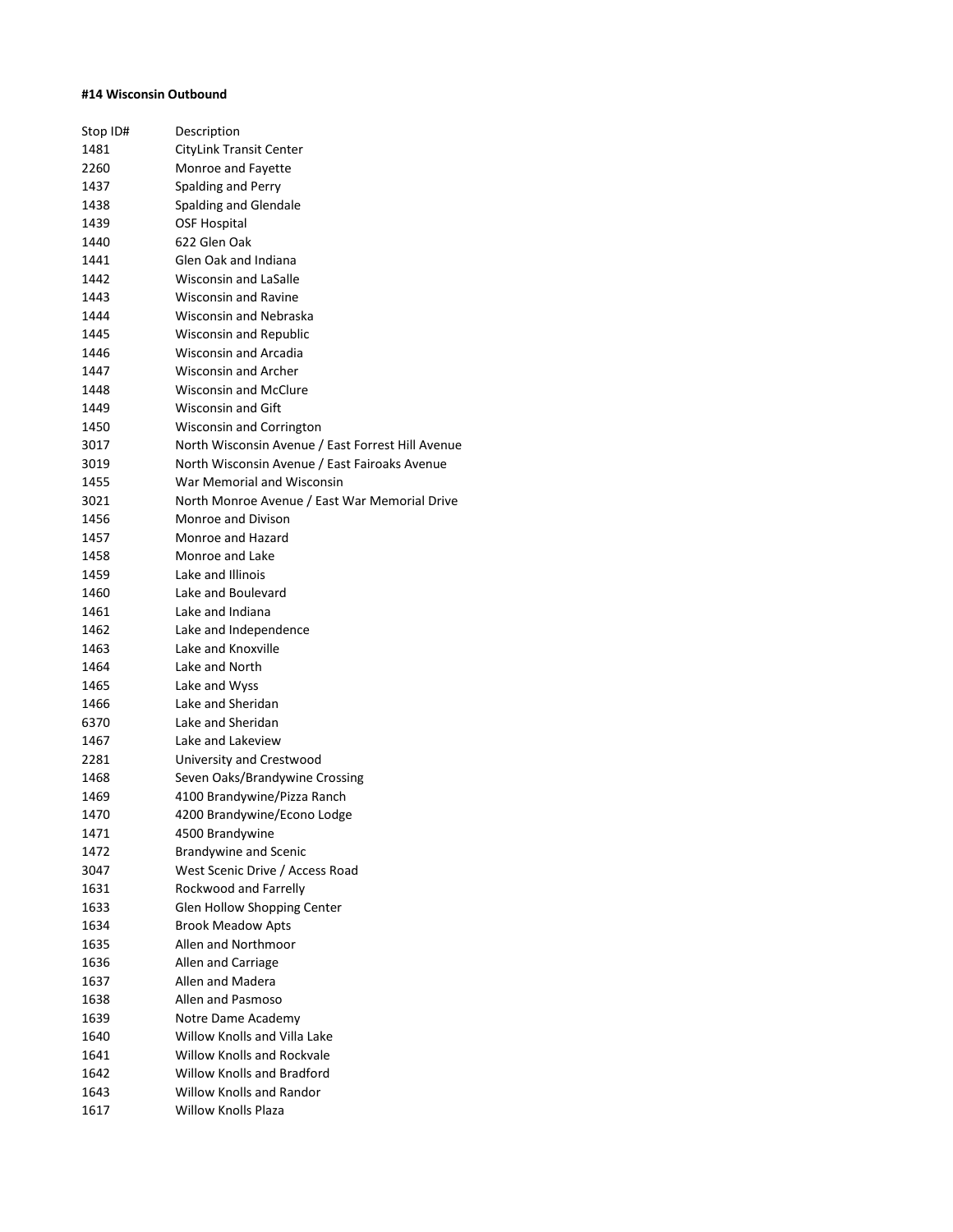**#14 Wisconsin Outbound**

| Stop ID# | Description |
| --- | --- |
| 1481 | CityLink Transit Center |
| 2260 | Monroe and Fayette |
| 1437 | Spalding and Perry |
| 1438 | Spalding and Glendale |
| 1439 | OSF Hospital |
| 1440 | 622 Glen Oak |
| 1441 | Glen Oak and Indiana |
| 1442 | Wisconsin and LaSalle |
| 1443 | Wisconsin and Ravine |
| 1444 | Wisconsin and Nebraska |
| 1445 | Wisconsin and Republic |
| 1446 | Wisconsin and Arcadia |
| 1447 | Wisconsin and Archer |
| 1448 | Wisconsin and McClure |
| 1449 | Wisconsin and Gift |
| 1450 | Wisconsin and Corrington |
| 3017 | North Wisconsin Avenue / East Forrest Hill Avenue |
| 3019 | North Wisconsin Avenue / East Fairoaks Avenue |
| 1455 | War Memorial and Wisconsin |
| 3021 | North Monroe Avenue / East War Memorial Drive |
| 1456 | Monroe and Divison |
| 1457 | Monroe and Hazard |
| 1458 | Monroe and Lake |
| 1459 | Lake and Illinois |
| 1460 | Lake and Boulevard |
| 1461 | Lake and Indiana |
| 1462 | Lake and Independence |
| 1463 | Lake and Knoxville |
| 1464 | Lake and North |
| 1465 | Lake and Wyss |
| 1466 | Lake and Sheridan |
| 6370 | Lake and Sheridan |
| 1467 | Lake and Lakeview |
| 2281 | University and Crestwood |
| 1468 | Seven Oaks/Brandywine Crossing |
| 1469 | 4100 Brandywine/Pizza Ranch |
| 1470 | 4200 Brandywine/Econo Lodge |
| 1471 | 4500 Brandywine |
| 1472 | Brandywine and Scenic |
| 3047 | West Scenic Drive / Access Road |
| 1631 | Rockwood and Farrelly |
| 1633 | Glen Hollow Shopping Center |
| 1634 | Brook Meadow Apts |
| 1635 | Allen and Northmoor |
| 1636 | Allen and Carriage |
| 1637 | Allen and Madera |
| 1638 | Allen and Pasmoso |
| 1639 | Notre Dame Academy |
| 1640 | Willow Knolls and Villa Lake |
| 1641 | Willow Knolls and Rockvale |
| 1642 | Willow Knolls and Bradford |
| 1643 | Willow Knolls and Randor |
| 1617 | Willow Knolls Plaza |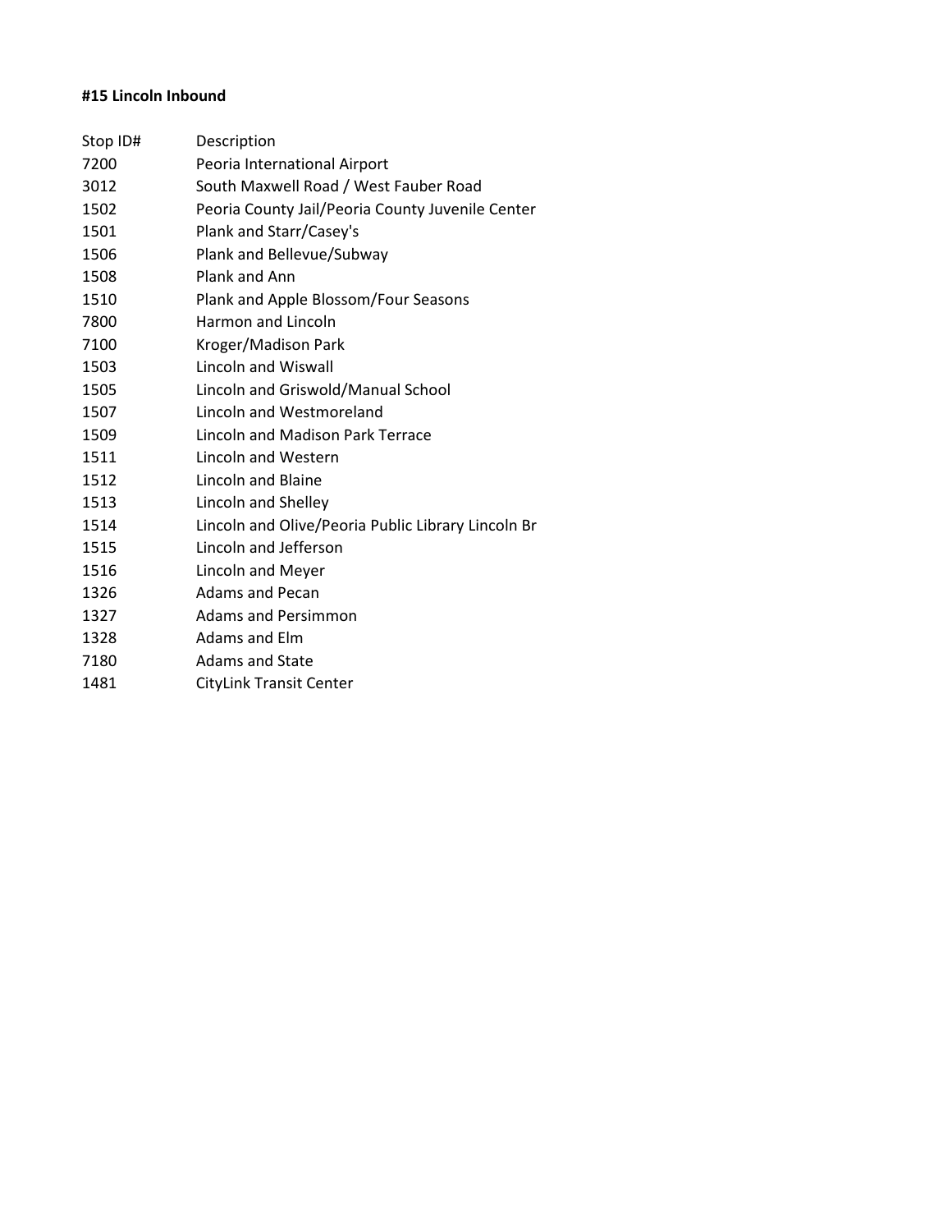**#15 Lincoln Inbound**

| Stop ID# | Description |
| --- | --- |
| 7200 | Peoria International Airport |
| 3012 | South Maxwell Road / West Fauber Road |
| 1502 | Peoria County Jail/Peoria County Juvenile Center |
| 1501 | Plank and Starr/Casey's |
| 1506 | Plank and Bellevue/Subway |
| 1508 | Plank and Ann |
| 1510 | Plank and Apple Blossom/Four Seasons |
| 7800 | Harmon and Lincoln |
| 7100 | Kroger/Madison Park |
| 1503 | Lincoln and Wiswall |
| 1505 | Lincoln and Griswold/Manual School |
| 1507 | Lincoln and Westmoreland |
| 1509 | Lincoln and Madison Park Terrace |
| 1511 | Lincoln and Western |
| 1512 | Lincoln and Blaine |
| 1513 | Lincoln and Shelley |
| 1514 | Lincoln and Olive/Peoria Public Library Lincoln Br |
| 1515 | Lincoln and Jefferson |
| 1516 | Lincoln and Meyer |
| 1326 | Adams and Pecan |
| 1327 | Adams and Persimmon |
| 1328 | Adams and Elm |
| 7180 | Adams and State |
| 1481 | CityLink Transit Center |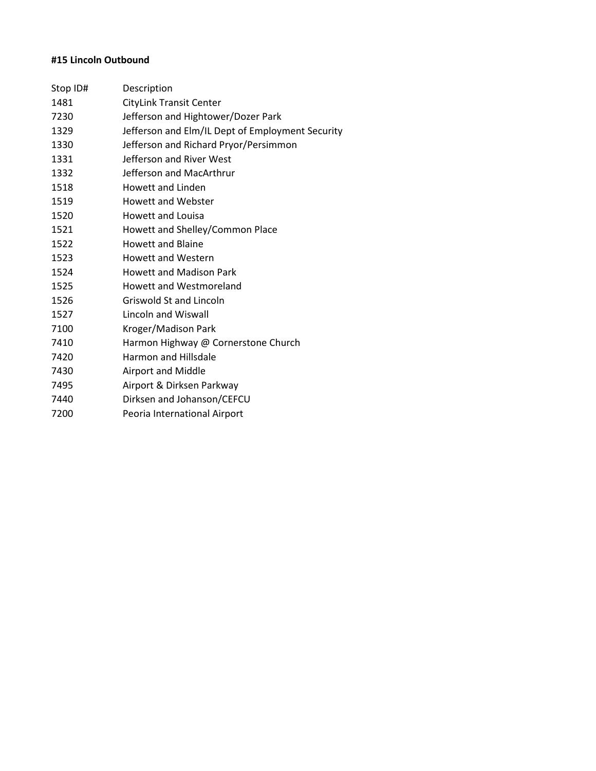**#15 Lincoln Outbound**

| Stop ID# | Description |
|---|---|
| 1481 | CityLink Transit Center |
| 7230 | Jefferson and Hightower/Dozer Park |
| 1329 | Jefferson and Elm/IL Dept of Employment Security |
| 1330 | Jefferson and Richard Pryor/Persimmon |
| 1331 | Jefferson and River West |
| 1332 | Jefferson and MacArthrur |
| 1518 | Howett and Linden |
| 1519 | Howett and Webster |
| 1520 | Howett and Louisa |
| 1521 | Howett and Shelley/Common Place |
| 1522 | Howett and Blaine |
| 1523 | Howett and Western |
| 1524 | Howett and Madison Park |
| 1525 | Howett and Westmoreland |
| 1526 | Griswold St and Lincoln |
| 1527 | Lincoln and Wiswall |
| 7100 | Kroger/Madison Park |
| 7410 | Harmon Highway @ Cornerstone Church |
| 7420 | Harmon and Hillsdale |
| 7430 | Airport and Middle |
| 7495 | Airport & Dirksen Parkway |
| 7440 | Dirksen and Johanson/CEFCU |
| 7200 | Peoria International Airport |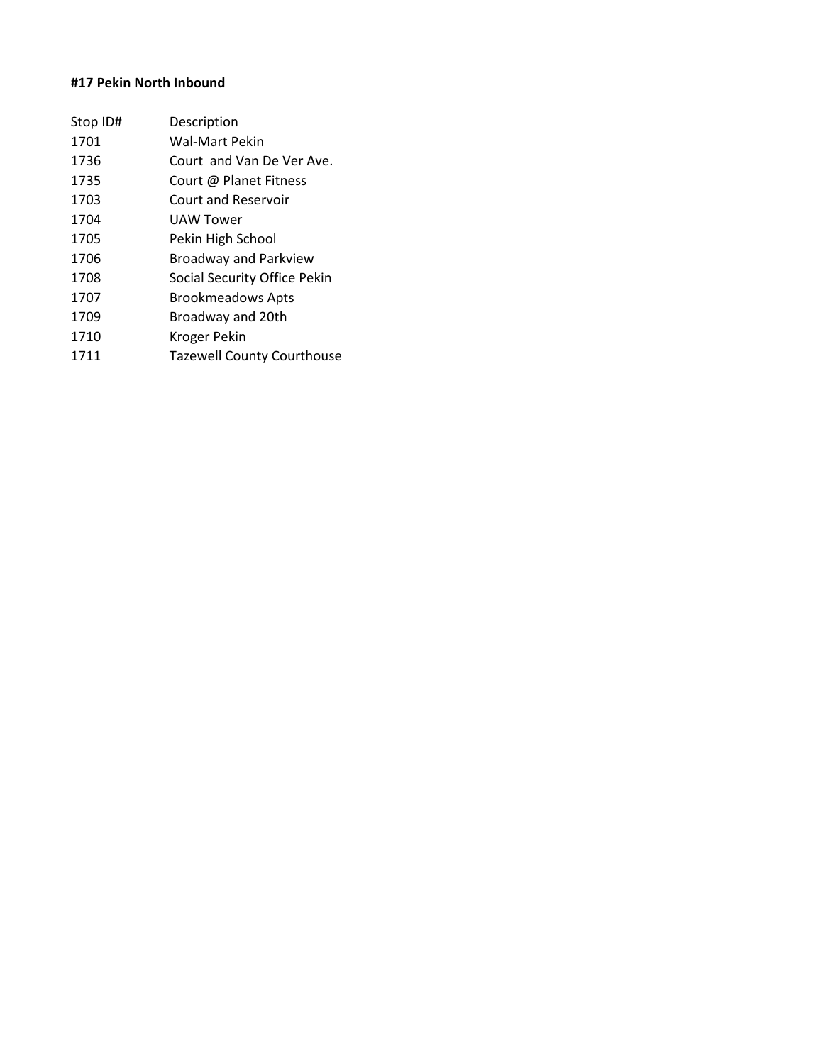**#17 Pekin North Inbound**

| Stop ID# | Description |
|---|---|
| 1701 | Wal-Mart Pekin |
| 1736 | Court and Van De Ver Ave. |
| 1735 | Court @ Planet Fitness |
| 1703 | Court and Reservoir |
| 1704 | UAW Tower |
| 1705 | Pekin High School |
| 1706 | Broadway and Parkview |
| 1708 | Social Security Office Pekin |
| 1707 | Brookmeadows Apts |
| 1709 | Broadway and 20th |
| 1710 | Kroger Pekin |
| 1711 | Tazewell County Courthouse |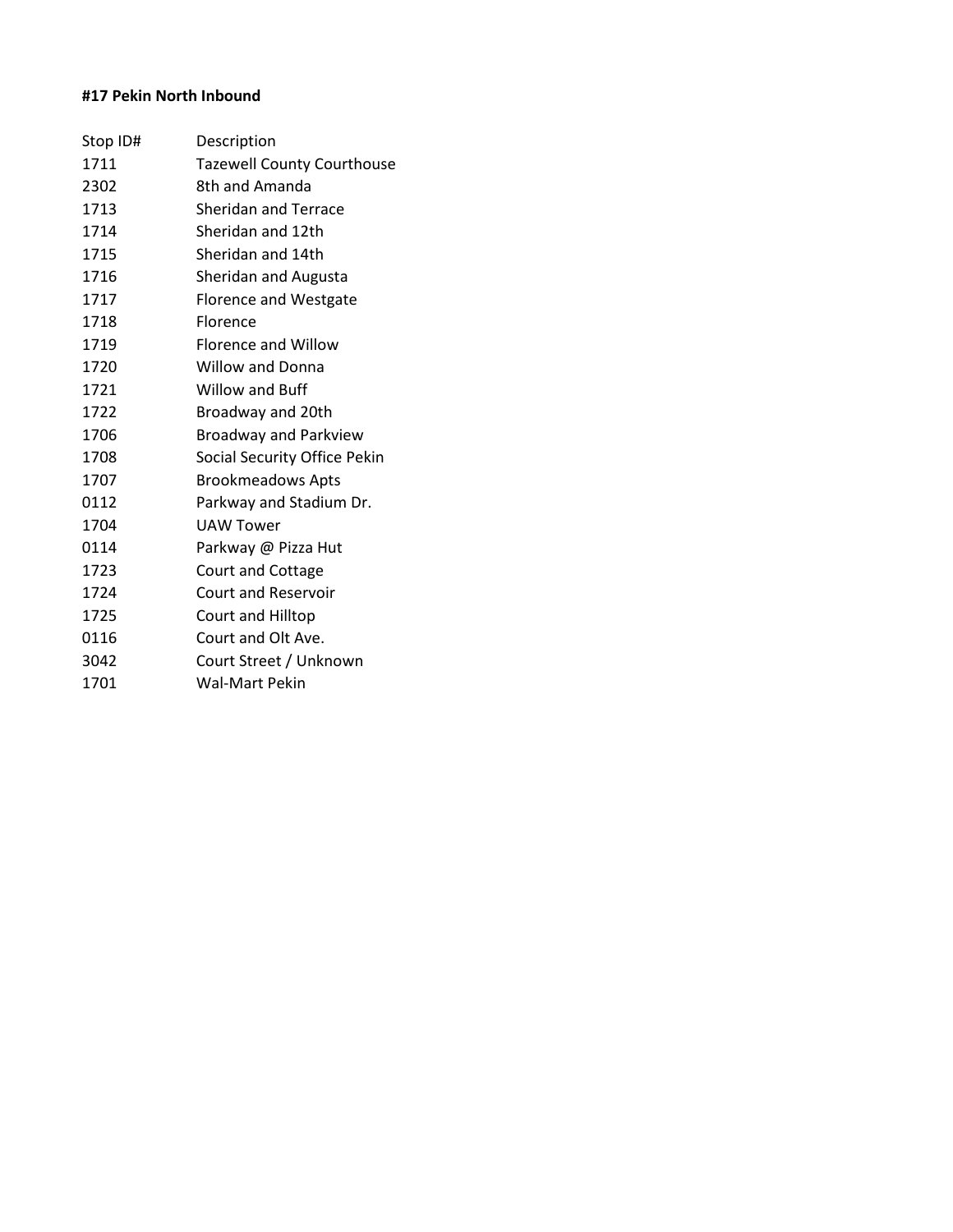**#17 Pekin North Inbound**

| Stop ID# | Description |
|---|---|
| 1711 | Tazewell County Courthouse |
| 2302 | 8th and Amanda |
| 1713 | Sheridan and Terrace |
| 1714 | Sheridan and 12th |
| 1715 | Sheridan and 14th |
| 1716 | Sheridan and Augusta |
| 1717 | Florence and Westgate |
| 1718 | Florence |
| 1719 | Florence and Willow |
| 1720 | Willow and Donna |
| 1721 | Willow and Buff |
| 1722 | Broadway and 20th |
| 1706 | Broadway and Parkview |
| 1708 | Social Security Office Pekin |
| 1707 | Brookmeadows Apts |
| 0112 | Parkway and Stadium Dr. |
| 1704 | UAW Tower |
| 0114 | Parkway @ Pizza Hut |
| 1723 | Court and Cottage |
| 1724 | Court and Reservoir |
| 1725 | Court and Hilltop |
| 0116 | Court and Olt Ave. |
| 3042 | Court Street / Unknown |
| 1701 | Wal-Mart Pekin |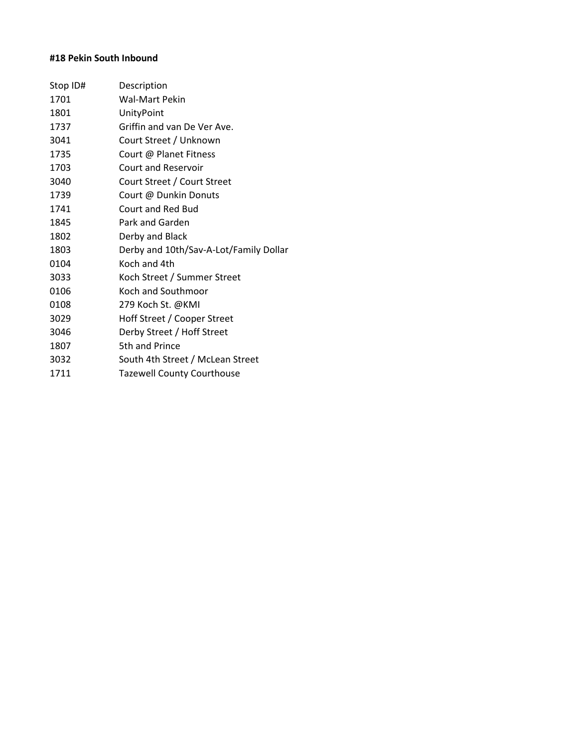**#18 Pekin South Inbound**

| Stop ID# | Description |
|---|---|
| 1701 | Wal-Mart Pekin |
| 1801 | UnityPoint |
| 1737 | Griffin and van De Ver Ave. |
| 3041 | Court Street / Unknown |
| 1735 | Court @ Planet Fitness |
| 1703 | Court and Reservoir |
| 3040 | Court Street / Court Street |
| 1739 | Court @ Dunkin Donuts |
| 1741 | Court and Red Bud |
| 1845 | Park and Garden |
| 1802 | Derby and Black |
| 1803 | Derby and 10th/Sav-A-Lot/Family Dollar |
| 0104 | Koch and 4th |
| 3033 | Koch Street / Summer Street |
| 0106 | Koch and Southmoor |
| 0108 | 279 Koch St. @KMI |
| 3029 | Hoff Street / Cooper Street |
| 3046 | Derby Street / Hoff Street |
| 1807 | 5th and Prince |
| 3032 | South 4th Street / McLean Street |
| 1711 | Tazewell County Courthouse |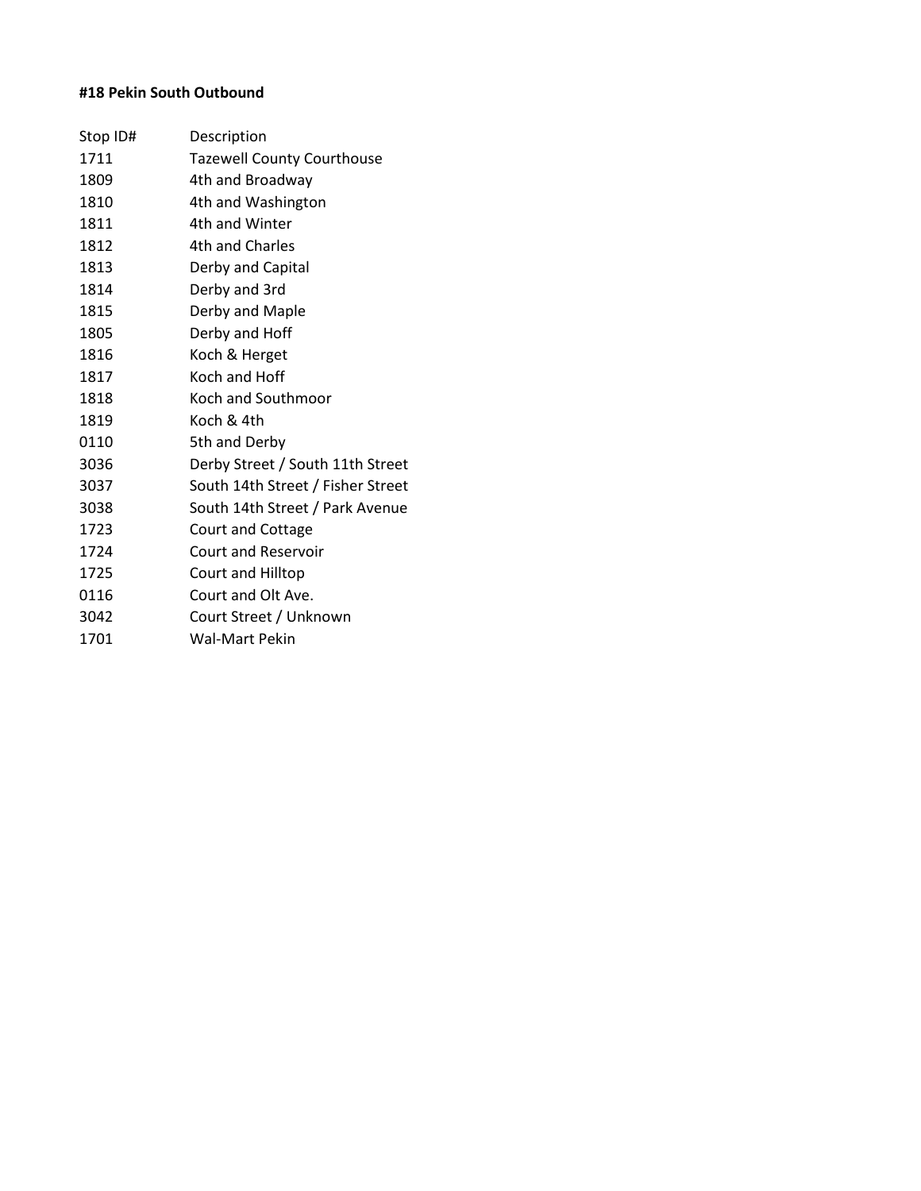**#18 Pekin South Outbound**

| Stop ID# | Description |
|---|---|
| 1711 | Tazewell County Courthouse |
| 1809 | 4th and Broadway |
| 1810 | 4th and Washington |
| 1811 | 4th and Winter |
| 1812 | 4th and Charles |
| 1813 | Derby and Capital |
| 1814 | Derby and 3rd |
| 1815 | Derby and Maple |
| 1805 | Derby and Hoff |
| 1816 | Koch & Herget |
| 1817 | Koch and Hoff |
| 1818 | Koch and Southmoor |
| 1819 | Koch & 4th |
| 0110 | 5th and Derby |
| 3036 | Derby Street / South 11th Street |
| 3037 | South 14th Street / Fisher Street |
| 3038 | South 14th Street / Park Avenue |
| 1723 | Court and Cottage |
| 1724 | Court and Reservoir |
| 1725 | Court and Hilltop |
| 0116 | Court and Olt Ave. |
| 3042 | Court Street / Unknown |
| 1701 | Wal-Mart Pekin |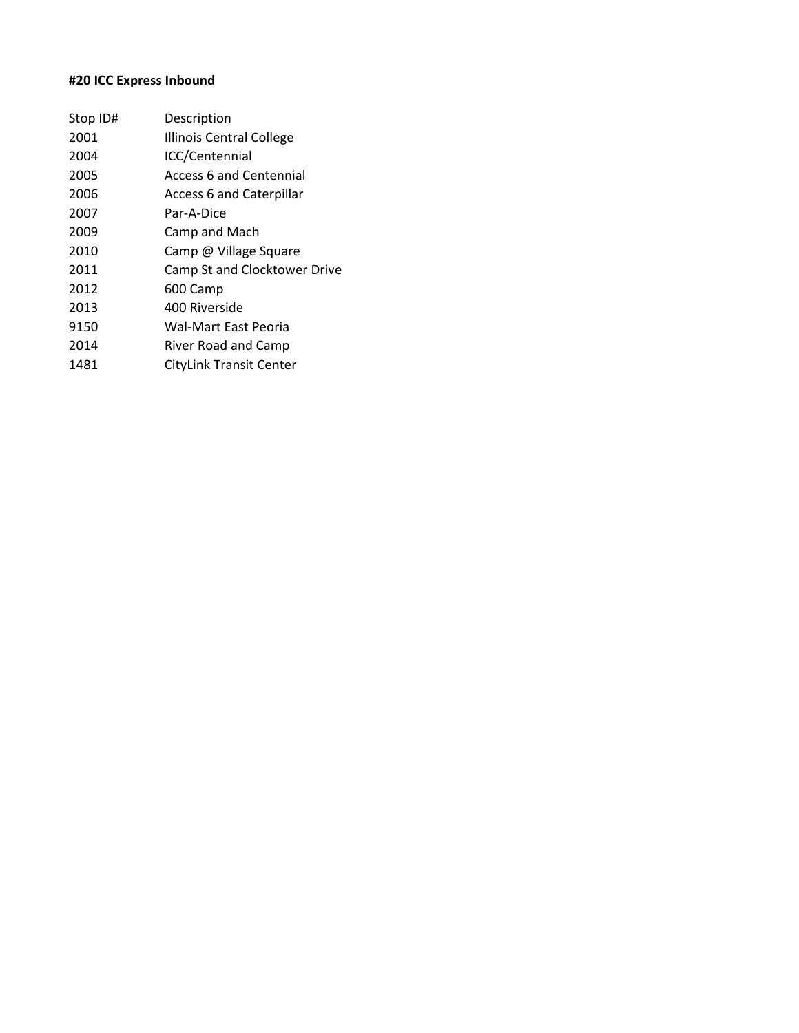**#20 ICC Express Inbound**

| Stop ID# | Description |
|---|---|
| 2001 | Illinois Central College |
| 2004 | ICC/Centennial |
| 2005 | Access 6 and Centennial |
| 2006 | Access 6 and Caterpillar |
| 2007 | Par-A-Dice |
| 2009 | Camp and Mach |
| 2010 | Camp @ Village Square |
| 2011 | Camp St and Clocktower Drive |
| 2012 | 600 Camp |
| 2013 | 400 Riverside |
| 9150 | Wal-Mart East Peoria |
| 2014 | River Road and Camp |
| 1481 | CityLink Transit Center |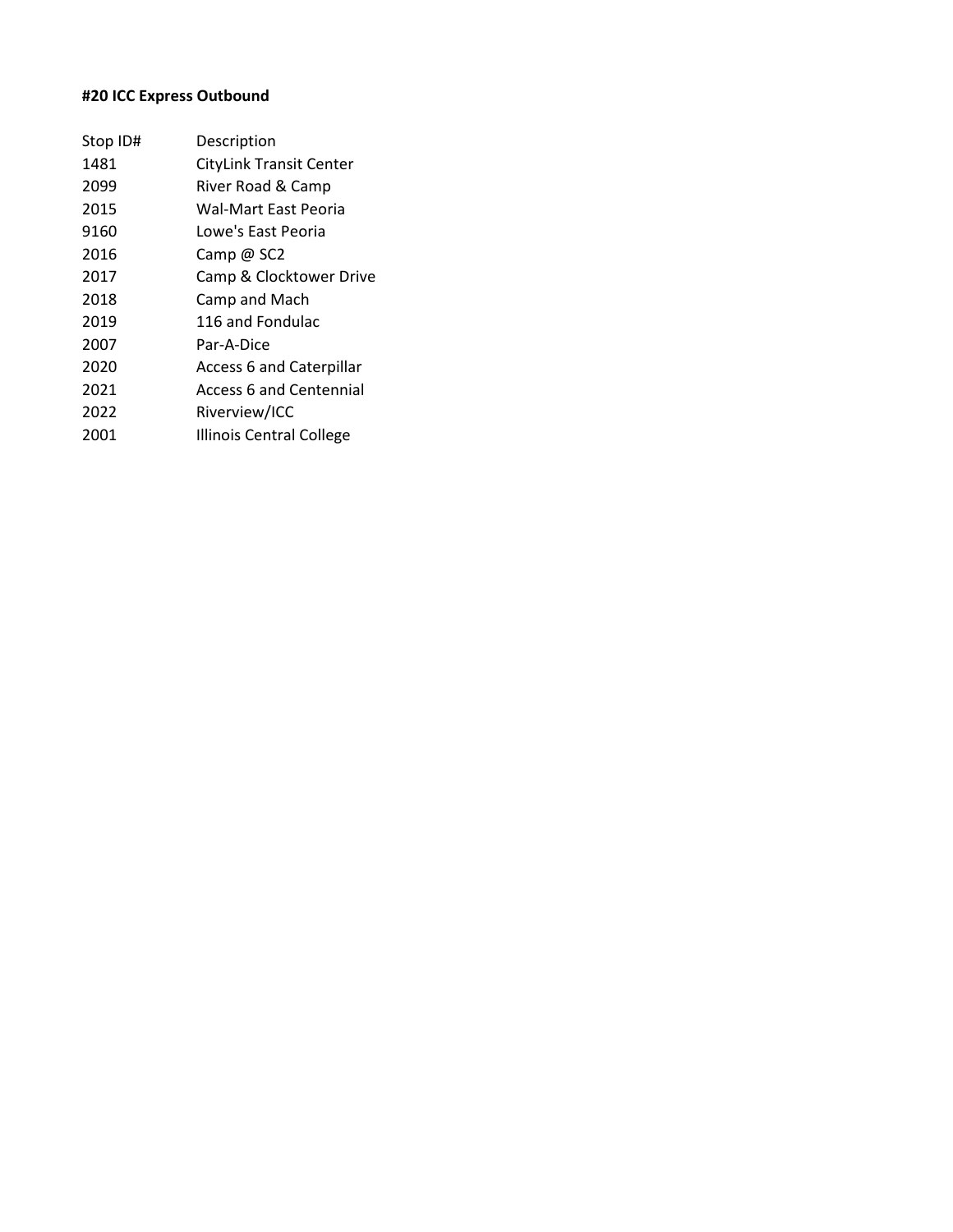**#20 ICC Express Outbound**

| Stop ID# | Description |
|---|---|
| 1481 | CityLink Transit Center |
| 2099 | River Road & Camp |
| 2015 | Wal-Mart East Peoria |
| 9160 | Lowe's East Peoria |
| 2016 | Camp @ SC2 |
| 2017 | Camp & Clocktower Drive |
| 2018 | Camp and Mach |
| 2019 | 116 and Fondulac |
| 2007 | Par-A-Dice |
| 2020 | Access 6 and Caterpillar |
| 2021 | Access 6 and Centennial |
| 2022 | Riverview/ICC |
| 2001 | Illinois Central College |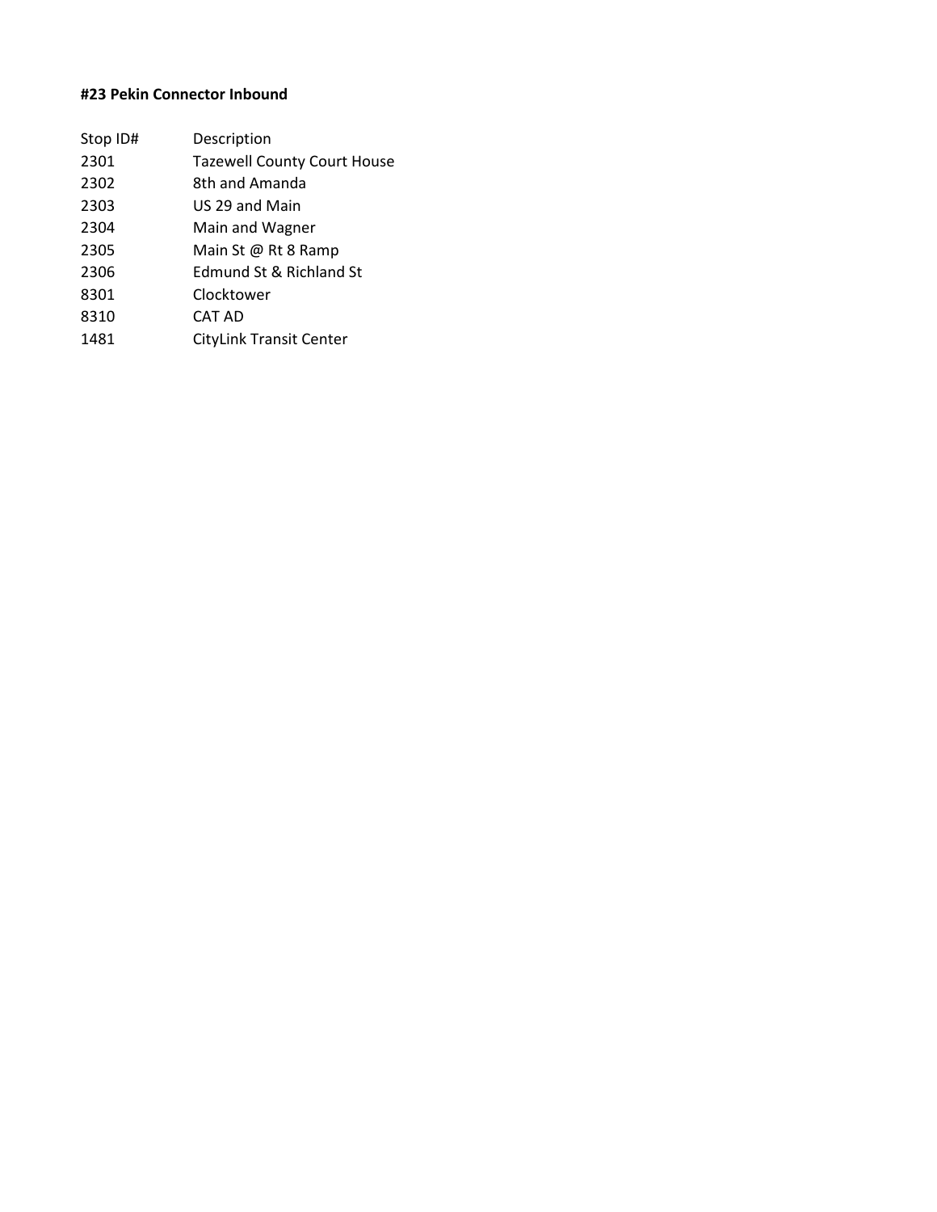**#23 Pekin Connector Inbound**

| Stop ID# | Description |
| --- | --- |
| 2301 | Tazewell County Court House |
| 2302 | 8th and Amanda |
| 2303 | US 29 and Main |
| 2304 | Main and Wagner |
| 2305 | Main St @ Rt 8 Ramp |
| 2306 | Edmund St & Richland St |
| 8301 | Clocktower |
| 8310 | CAT AD |
| 1481 | CityLink Transit Center |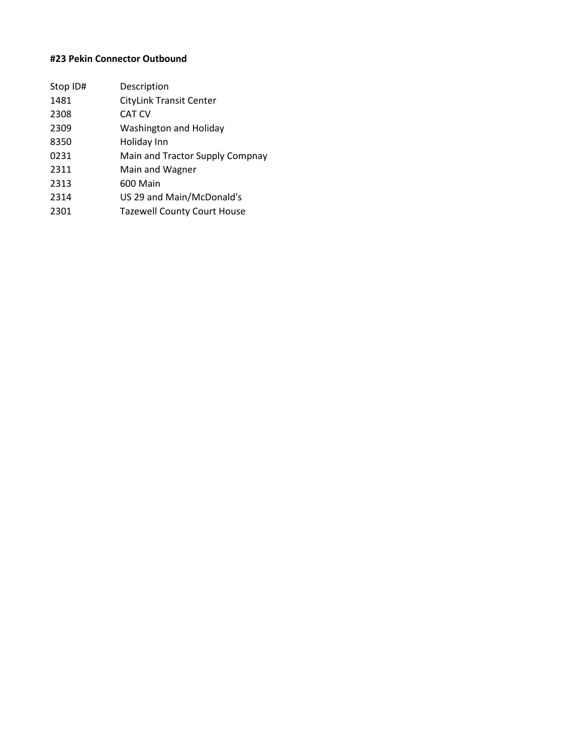**#23 Pekin Connector Outbound**

| Stop ID# | Description |
|---|---|
| 1481 | CityLink Transit Center |
| 2308 | CAT CV |
| 2309 | Washington and Holiday |
| 8350 | Holiday Inn |
| 0231 | Main and Tractor Supply Compnay |
| 2311 | Main and Wagner |
| 2313 | 600 Main |
| 2314 | US 29 and Main/McDonald's |
| 2301 | Tazewell County Court House |